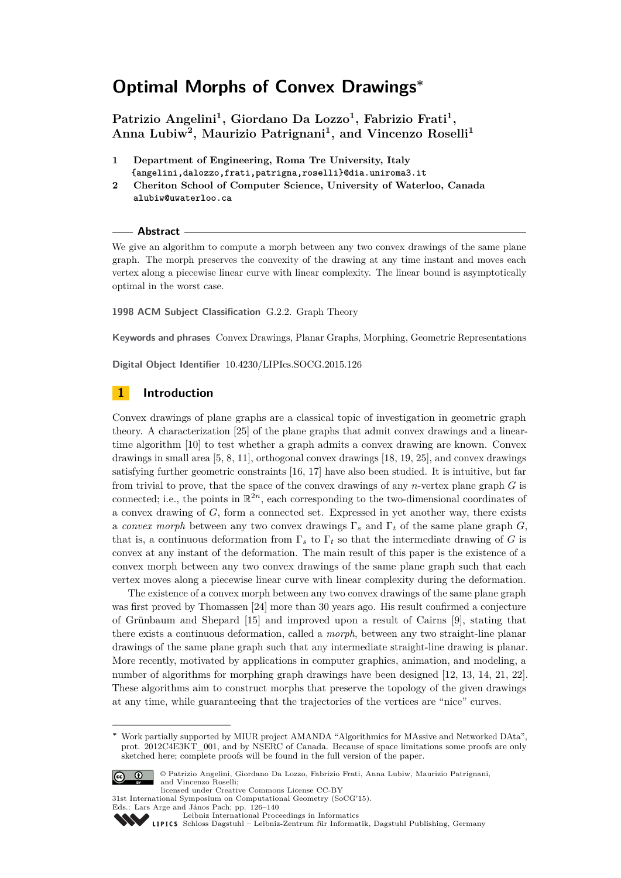# Optimal Morphs of Convex Drawings*

**Patrizio Angelini[1], Giordano Da Lozzo[1], Fabrizio Frati[1], Anna Lubiw[2], Maurizio Patrignani[1], and Vincenzo Roselli[1]**

1. **Department of Engineering, Roma Tre University, Italy**
   {angelini,dalozzo,frati,patrigna,roselli}@dia.uniroma3.it
2. **Cheriton School of Computer Science, University of Waterloo, Canada**
   alubiw@uwaterloo.ca

## Abstract

We give an algorithm to compute a morph between any two convex drawings of the same plane graph. The morph preserves the convexity of the drawing at any time instant and moves each vertex along a piecewise linear curve with linear complexity. The linear bound is asymptotically optimal in the worst case.

**1998 ACM Subject Classification** G.2.2. Graph Theory

**Keywords and phrases** Convex Drawings, Planar Graphs, Morphing, Geometric Representations

**Digital Object Identifier** 10.4230/LIPIcs.SOCG.2015.126

## 1 Introduction

Convex drawings of plane graphs are a classical topic of investigation in geometric graph theory. A characterization [25] of the plane graphs that admit convex drawings and a linear-time algorithm [10] to test whether a graph admits a convex drawing are known. Convex drawings in small area [5, 8, 11], orthogonal convex drawings [18, 19, 25], and convex drawings satisfying further geometric constraints [16, 17] have also been studied. It is intuitive, but far from trivial to prove, that the space of the convex drawings of any $n$-vertex plane graph $G$ is connected; i.e., the points in $\mathbb{R}^{2n}$, each corresponding to the two-dimensional coordinates of a convex drawing of $G$, form a connected set. Expressed in yet another way, there exists a *convex morph* between any two convex drawings $\Gamma_s$ and $\Gamma_t$ of the same plane graph $G$, that is, a continuous deformation from $\Gamma_s$ to $\Gamma_t$ so that the intermediate drawing of $G$ is convex at any instant of the deformation. The main result of this paper is the existence of a convex morph between any two convex drawings of the same plane graph such that each vertex moves along a piecewise linear curve with linear complexity during the deformation.

The existence of a convex morph between any two convex drawings of the same plane graph was first proved by Thomassen [24] more than 30 years ago. His result confirmed a conjecture of Grünbaum and Shepard [15] and improved upon a result of Cairns [9], stating that there exists a continuous deformation, called a *morph*, between any two straight-line planar drawings of the same plane graph such that any intermediate straight-line drawing is planar. More recently, motivated by applications in computer graphics, animation, and modeling, a number of algorithms for morphing graph drawings have been designed [12, 13, 14, 21, 22]. These algorithms aim to construct morphs that preserve the topology of the given drawings at any time, while guaranteeing that the trajectories of the vertices are "nice" curves.

---

* Work partially supported by MIUR project AMANDA "Algorithmics for MAssive and Networked DAta", prot. 2012C4E3KT_001, and by NSERC of Canada. Because of space limitations some proofs are only sketched here; complete proofs will be found in the full version of the paper.

© Patrizio Angelini, Giordano Da Lozzo, Fabrizio Frati, Anna Lubiw, Maurizio Patrignani, and Vincenzo Roselli;
licensed under Creative Commons License CC-BY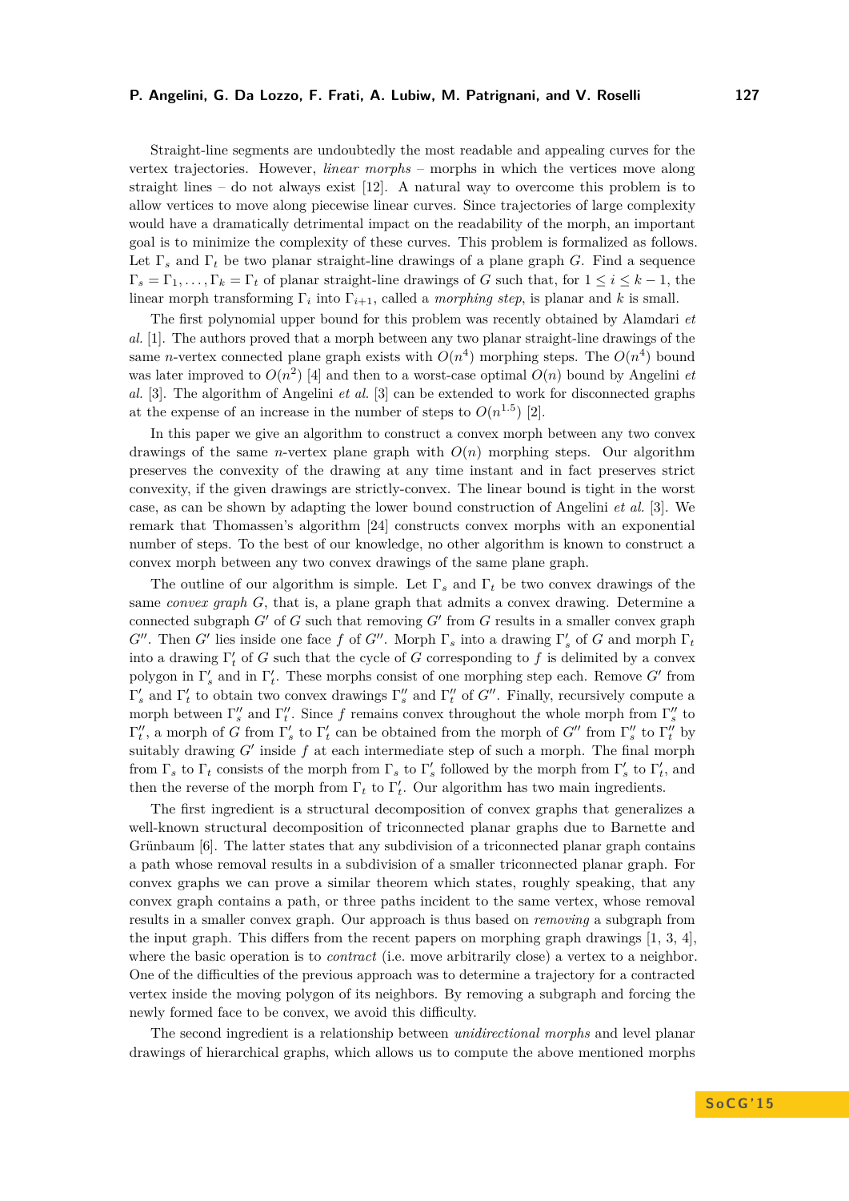Straight-line segments are undoubtedly the most readable and appealing curves for the vertex trajectories. However, *linear morphs* – morphs in which the vertices move along straight lines – do not always exist [12]. A natural way to overcome this problem is to allow vertices to move along piecewise linear curves. Since trajectories of large complexity would have a dramatically detrimental impact on the readability of the morph, an important goal is to minimize the complexity of these curves. This problem is formalized as follows. Let $\Gamma_s$ and $\Gamma_t$ be two planar straight-line drawings of a plane graph $G$. Find a sequence $\Gamma_s = \Gamma_1, \dots, \Gamma_k = \Gamma_t$ of planar straight-line drawings of $G$ such that, for $1 \leq i \leq k-1$, the linear morph transforming $\Gamma_i$ into $\Gamma_{i+1}$, called a *morphing step*, is planar and $k$ is small.

The first polynomial upper bound for this problem was recently obtained by Alamdari *et al.* [1]. The authors proved that a morph between any two planar straight-line drawings of the same $n$-vertex connected plane graph exists with $O(n^4)$ morphing steps. The $O(n^4)$ bound was later improved to $O(n^2)$ [4] and then to a worst-case optimal $O(n)$ bound by Angelini *et al.* [3]. The algorithm of Angelini *et al.* [3] can be extended to work for disconnected graphs at the expense of an increase in the number of steps to $O(n^{1.5})$ [2].

In this paper we give an algorithm to construct a convex morph between any two convex drawings of the same $n$-vertex plane graph with $O(n)$ morphing steps. Our algorithm preserves the convexity of the drawing at any time instant and in fact preserves strict convexity, if the given drawings are strictly-convex. The linear bound is tight in the worst case, as can be shown by adapting the lower bound construction of Angelini *et al.* [3]. We remark that Thomassen's algorithm [24] constructs convex morphs with an exponential number of steps. To the best of our knowledge, no other algorithm is known to construct a convex morph between any two convex drawings of the same plane graph.

The outline of our algorithm is simple. Let $\Gamma_s$ and $\Gamma_t$ be two convex drawings of the same *convex graph* $G$, that is, a plane graph that admits a convex drawing. Determine a connected subgraph $G'$ of $G$ such that removing $G'$ from $G$ results in a smaller convex graph $G''$. Then $G'$ lies inside one face $f$ of $G''$. Morph $\Gamma_s$ into a drawing $\Gamma'_s$ of $G$ and morph $\Gamma_t$ into a drawing $\Gamma'_t$ of $G$ such that the cycle of $G$ corresponding to $f$ is delimited by a convex polygon in $\Gamma'_s$ and in $\Gamma'_t$. These morphs consist of one morphing step each. Remove $G'$ from $\Gamma'_s$ and $\Gamma'_t$ to obtain two convex drawings $\Gamma''_s$ and $\Gamma''_t$ of $G''$. Finally, recursively compute a morph between $\Gamma''_s$ and $\Gamma''_t$. Since $f$ remains convex throughout the whole morph from $\Gamma''_s$ to $\Gamma''_t$, a morph of $G$ from $\Gamma'_s$ to $\Gamma'_t$ can be obtained from the morph of $G''$ from $\Gamma''_s$ to $\Gamma''_t$ by suitably drawing $G'$ inside $f$ at each intermediate step of such a morph. The final morph from $\Gamma_s$ to $\Gamma_t$ consists of the morph from $\Gamma_s$ to $\Gamma'_s$ followed by the morph from $\Gamma'_s$ to $\Gamma'_t$, and then the reverse of the morph from $\Gamma_t$ to $\Gamma'_t$. Our algorithm has two main ingredients.

The first ingredient is a structural decomposition of convex graphs that generalizes a well-known structural decomposition of triconnected planar graphs due to Barnette and Grünbaum [6]. The latter states that any subdivision of a triconnected planar graph contains a path whose removal results in a subdivision of a smaller triconnected planar graph. For convex graphs we can prove a similar theorem which states, roughly speaking, that any convex graph contains a path, or three paths incident to the same vertex, whose removal results in a smaller convex graph. Our approach is thus based on *removing* a subgraph from the input graph. This differs from the recent papers on morphing graph drawings [1, 3, 4], where the basic operation is to *contract* (i.e. move arbitrarily close) a vertex to a neighbor. One of the difficulties of the previous approach was to determine a trajectory for a contracted vertex inside the moving polygon of its neighbors. By removing a subgraph and forcing the newly formed face to be convex, we avoid this difficulty.

The second ingredient is a relationship between *unidirectional morphs* and level planar drawings of hierarchical graphs, which allows us to compute the above mentioned morphs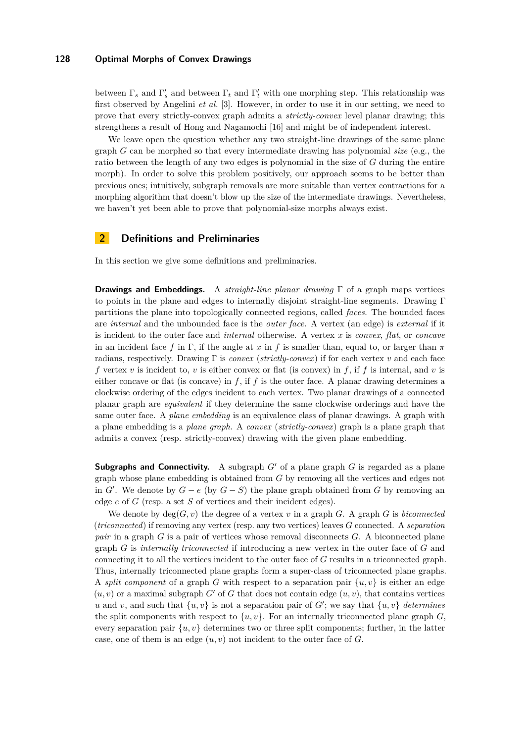between $\Gamma_s$ and $\Gamma'_s$ and between $\Gamma_t$ and $\Gamma'_t$ with one morphing step. This relationship was first observed by Angelini *et al.* [3]. However, in order to use it in our setting, we need to prove that every strictly-convex graph admits a *strictly-convex* level planar drawing; this strengthens a result of Hong and Nagamochi [16] and might be of independent interest.

We leave open the question whether any two straight-line drawings of the same plane graph $G$ can be morphed so that every intermediate drawing has polynomial *size* (e.g., the ratio between the length of any two edges is polynomial in the size of $G$ during the entire morph). In order to solve this problem positively, our approach seems to be better than previous ones; intuitively, subgraph removals are more suitable than vertex contractions for a morphing algorithm that doesn't blow up the size of the intermediate drawings. Nevertheless, we haven't yet been able to prove that polynomial-size morphs always exist.

## 2 Definitions and Preliminaries

In this section we give some definitions and preliminaries.

**Drawings and Embeddings.** A *straight-line planar drawing* $\Gamma$ of a graph maps vertices to points in the plane and edges to internally disjoint straight-line segments. Drawing $\Gamma$ partitions the plane into topologically connected regions, called *faces*. The bounded faces are *internal* and the unbounded face is the *outer face*. A vertex (an edge) is *external* if it is incident to the outer face and *internal* otherwise. A vertex $x$ is *convex*, *flat*, or *concave* in an incident face $f$ in $\Gamma$, if the angle at $x$ in $f$ is smaller than, equal to, or larger than $\pi$ radians, respectively. Drawing $\Gamma$ is *convex* (*strictly-convex*) if for each vertex $v$ and each face $f$ vertex $v$ is incident to, $v$ is either convex or flat (is convex) in $f$, if $f$ is internal, and $v$ is either concave or flat (is concave) in $f$, if $f$ is the outer face. A planar drawing determines a clockwise ordering of the edges incident to each vertex. Two planar drawings of a connected planar graph are *equivalent* if they determine the same clockwise orderings and have the same outer face. A *plane embedding* is an equivalence class of planar drawings. A graph with a plane embedding is a *plane graph*. A *convex* (*strictly-convex*) graph is a plane graph that admits a convex (resp. strictly-convex) drawing with the given plane embedding.

**Subgraphs and Connectivity.** A subgraph $G'$ of a plane graph $G$ is regarded as a plane graph whose plane embedding is obtained from $G$ by removing all the vertices and edges not in $G'$. We denote by $G - e$ (by $G - S$) the plane graph obtained from $G$ by removing an edge $e$ of $G$ (resp. a set $S$ of vertices and their incident edges).

We denote by $\deg(G, v)$ the degree of a vertex $v$ in a graph $G$. A graph $G$ is *biconnected* (*triconnected*) if removing any vertex (resp. any two vertices) leaves $G$ connected. A *separation pair* in a graph $G$ is a pair of vertices whose removal disconnects $G$. A biconnected plane graph $G$ is *internally triconnected* if introducing a new vertex in the outer face of $G$ and connecting it to all the vertices incident to the outer face of $G$ results in a triconnected graph. Thus, internally triconnected plane graphs form a super-class of triconnected plane graphs. A *split component* of a graph $G$ with respect to a separation pair $\{u, v\}$ is either an edge $(u, v)$ or a maximal subgraph $G'$ of $G$ that does not contain edge $(u, v)$, that contains vertices $u$ and $v$, and such that $\{u, v\}$ is not a separation pair of $G'$; we say that $\{u, v\}$ *determines* the split components with respect to $\{u, v\}$. For an internally triconnected plane graph $G$, every separation pair $\{u, v\}$ determines two or three split components; further, in the latter case, one of them is an edge $(u, v)$ not incident to the outer face of $G$.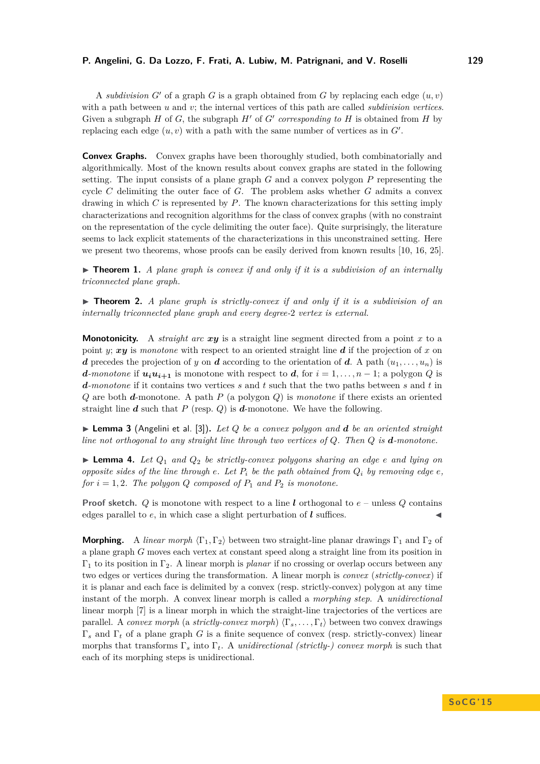A *subdivision* $G'$ of a graph $G$ is a graph obtained from $G$ by replacing each edge $(u, v)$ with a path between $u$ and $v$; the internal vertices of this path are called *subdivision vertices*. Given a subgraph $H$ of $G$, the subgraph $H'$ of $G'$ *corresponding to* $H$ is obtained from $H$ by replacing each edge $(u, v)$ with a path with the same number of vertices as in $G'$.

**Convex Graphs.** Convex graphs have been thoroughly studied, both combinatorially and algorithmically. Most of the known results about convex graphs are stated in the following setting. The input consists of a plane graph $G$ and a convex polygon $P$ representing the cycle $C$ delimiting the outer face of $G$. The problem asks whether $G$ admits a convex drawing in which $C$ is represented by $P$. The known characterizations for this setting imply characterizations and recognition algorithms for the class of convex graphs (with no constraint on the representation of the cycle delimiting the outer face). Quite surprisingly, the literature seems to lack explicit statements of the characterizations in this unconstrained setting. Here we present two theorems, whose proofs can be easily derived from known results [10, 16, 25].

▶ **Theorem 1.** *A plane graph is convex if and only if it is a subdivision of an internally triconnected plane graph.*

▶ **Theorem 2.** *A plane graph is strictly-convex if and only if it is a subdivision of an internally triconnected plane graph and every degree-2 vertex is external.*

**Monotonicity.** A *straight arc* $\boldsymbol{xy}$ is a straight line segment directed from a point $x$ to a point $y$; $\boldsymbol{xy}$ is *monotone* with respect to an oriented straight line $\boldsymbol{d}$ if the projection of $x$ on $\boldsymbol{d}$ precedes the projection of $y$ on $\boldsymbol{d}$ according to the orientation of $\boldsymbol{d}$. A path $(u_1, \dots, u_n)$ is $\boldsymbol{d}$*-monotone* if $\boldsymbol{u_i u_{i+1}}$ is monotone with respect to $\boldsymbol{d}$, for $i = 1, \dots, n-1$; a polygon $Q$ is $\boldsymbol{d}$*-monotone* if it contains two vertices $s$ and $t$ such that the two paths between $s$ and $t$ in $Q$ are both $\boldsymbol{d}$-monotone. A path $P$ (a polygon $Q$) is *monotone* if there exists an oriented straight line $\boldsymbol{d}$ such that $P$ (resp. $Q$) is $\boldsymbol{d}$-monotone. We have the following.

▶ **Lemma 3** (Angelini et al. [3]). *Let $Q$ be a convex polygon and $\boldsymbol{d}$ be an oriented straight line not orthogonal to any straight line through two vertices of $Q$. Then $Q$ is $\boldsymbol{d}$-monotone.*

▶ **Lemma 4.** *Let $Q_1$ and $Q_2$ be strictly-convex polygons sharing an edge $e$ and lying on opposite sides of the line through $e$. Let $P_i$ be the path obtained from $Q_i$ by removing edge $e$, for $i = 1, 2$. The polygon $Q$ composed of $P_1$ and $P_2$ is monotone.*

**Proof sketch.** $Q$ is monotone with respect to a line $\boldsymbol{l}$ orthogonal to $e$ – unless $Q$ contains edges parallel to $e$, in which case a slight perturbation of $\boldsymbol{l}$ suffices. ◀

**Morphing.** A *linear morph* $\langle \Gamma_1, \Gamma_2 \rangle$ between two straight-line planar drawings $\Gamma_1$ and $\Gamma_2$ of a plane graph $G$ moves each vertex at constant speed along a straight line from its position in $\Gamma_1$ to its position in $\Gamma_2$. A linear morph is *planar* if no crossing or overlap occurs between any two edges or vertices during the transformation. A linear morph is *convex* (*strictly-convex*) if it is planar and each face is delimited by a convex (resp. strictly-convex) polygon at any time instant of the morph. A convex linear morph is called a *morphing step*. A *unidirectional* linear morph [7] is a linear morph in which the straight-line trajectories of the vertices are parallel. A *convex morph* (a *strictly-convex morph*) $\langle \Gamma_s, \dots, \Gamma_t \rangle$ between two convex drawings $\Gamma_s$ and $\Gamma_t$ of a plane graph $G$ is a finite sequence of convex (resp. strictly-convex) linear morphs that transforms $\Gamma_s$ into $\Gamma_t$. A *unidirectional (strictly-) convex morph* is such that each of its morphing steps is unidirectional.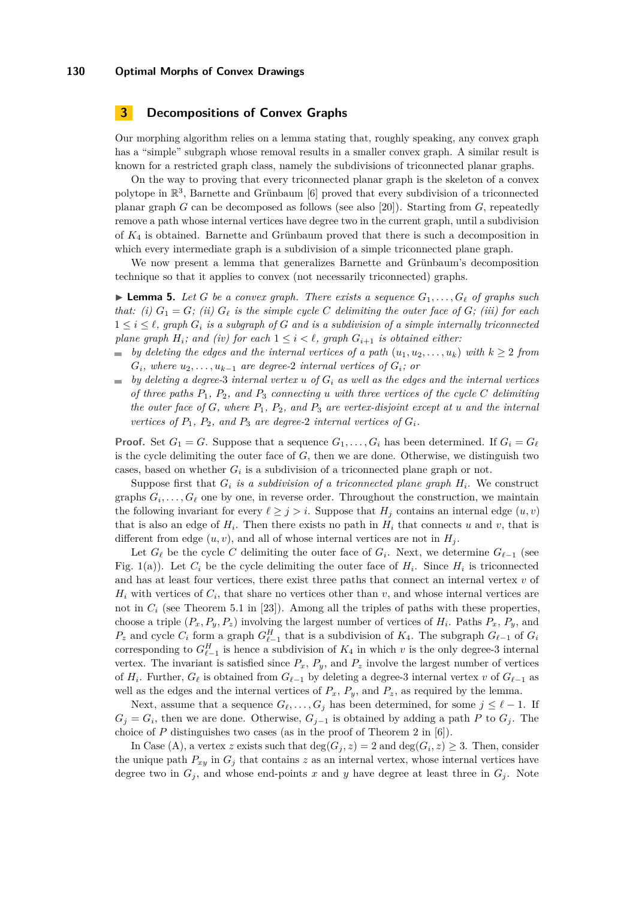## 3 Decompositions of Convex Graphs

Our morphing algorithm relies on a lemma stating that, roughly speaking, any convex graph has a "simple" subgraph whose removal results in a smaller convex graph. A similar result is known for a restricted graph class, namely the subdivisions of triconnected planar graphs.

On the way to proving that every triconnected planar graph is the skeleton of a convex polytope in $\mathbb{R}^3$, Barnette and Grünbaum [6] proved that every subdivision of a triconnected planar graph $G$ can be decomposed as follows (see also [20]). Starting from $G$, repeatedly remove a path whose internal vertices have degree two in the current graph, until a subdivision of $K_4$ is obtained. Barnette and Grünbaum proved that there is such a decomposition in which every intermediate graph is a subdivision of a simple triconnected plane graph.

We now present a lemma that generalizes Barnette and Grünbaum's decomposition technique so that it applies to convex (not necessarily triconnected) graphs.

▶ **Lemma 5.** *Let $G$ be a convex graph. There exists a sequence $G_1, \dots, G_\ell$ of graphs such that: (i) $G_1 = G$; (ii) $G_\ell$ is the simple cycle $C$ delimiting the outer face of $G$; (iii) for each $1 \le i \le \ell$, graph $G_i$ is a subgraph of $G$ and is a subdivision of a simple internally triconnected plane graph $H_i$; and (iv) for each $1 \le i < \ell$, graph $G_{i+1}$ is obtained either:*

- *by deleting the edges and the internal vertices of a path $(u_1, u_2, \dots, u_k)$ with $k \ge 2$ from $G_i$, where $u_2, \dots, u_{k-1}$ are degree-2 internal vertices of $G_i$; or*
- *by deleting a degree-3 internal vertex $u$ of $G_i$ as well as the edges and the internal vertices of three paths $P_1$, $P_2$, and $P_3$ connecting $u$ with three vertices of the cycle $C$ delimiting the outer face of $G$, where $P_1$, $P_2$, and $P_3$ are vertex-disjoint except at $u$ and the internal vertices of $P_1$, $P_2$, and $P_3$ are degree-2 internal vertices of $G_i$.*

**Proof.** Set $G_1 = G$. Suppose that a sequence $G_1, \dots, G_i$ has been determined. If $G_i = G_\ell$ is the cycle delimiting the outer face of $G$, then we are done. Otherwise, we distinguish two cases, based on whether $G_i$ is a subdivision of a triconnected plane graph or not.

Suppose first that *$G_i$ is a subdivision of a triconnected plane graph $H_i$*. We construct graphs $G_i, \dots, G_\ell$ one by one, in reverse order. Throughout the construction, we maintain the following invariant for every $\ell \ge j > i$. Suppose that $H_j$ contains an internal edge $(u, v)$ that is also an edge of $H_i$. Then there exists no path in $H_i$ that connects $u$ and $v$, that is different from edge $(u, v)$, and all of whose internal vertices are not in $H_j$.

Let $G_\ell$ be the cycle $C$ delimiting the outer face of $G_i$. Next, we determine $G_{\ell-1}$ (see Fig. 1(a)). Let $C_i$ be the cycle delimiting the outer face of $H_i$. Since $H_i$ is triconnected and has at least four vertices, there exist three paths that connect an internal vertex $v$ of $H_i$ with vertices of $C_i$, that share no vertices other than $v$, and whose internal vertices are not in $C_i$ (see Theorem 5.1 in [23]). Among all the triples of paths with these properties, choose a triple $(P_x, P_y, P_z)$ involving the largest number of vertices of $H_i$. Paths $P_x$, $P_y$, and $P_z$ and cycle $C_i$ form a graph $G^H_{\ell-1}$ that is a subdivision of $K_4$. The subgraph $G_{\ell-1}$ of $G_i$ corresponding to $G^H_{\ell-1}$ is hence a subdivision of $K_4$ in which $v$ is the only degree-3 internal vertex. The invariant is satisfied since $P_x$, $P_y$, and $P_z$ involve the largest number of vertices of $H_i$. Further, $G_\ell$ is obtained from $G_{\ell-1}$ by deleting a degree-3 internal vertex $v$ of $G_{\ell-1}$ as well as the edges and the internal vertices of $P_x$, $P_y$, and $P_z$, as required by the lemma.

Next, assume that a sequence $G_\ell, \dots, G_j$ has been determined, for some $j \le \ell - 1$. If $G_j = G_i$, then we are done. Otherwise, $G_{j-1}$ is obtained by adding a path $P$ to $G_j$. The choice of $P$ distinguishes two cases (as in the proof of Theorem 2 in [6]).

In Case (A), a vertex $z$ exists such that $\deg(G_j, z) = 2$ and $\deg(G_i, z) \ge 3$. Then, consider the unique path $P_{xy}$ in $G_j$ that contains $z$ as an internal vertex, whose internal vertices have degree two in $G_j$, and whose end-points $x$ and $y$ have degree at least three in $G_j$. Note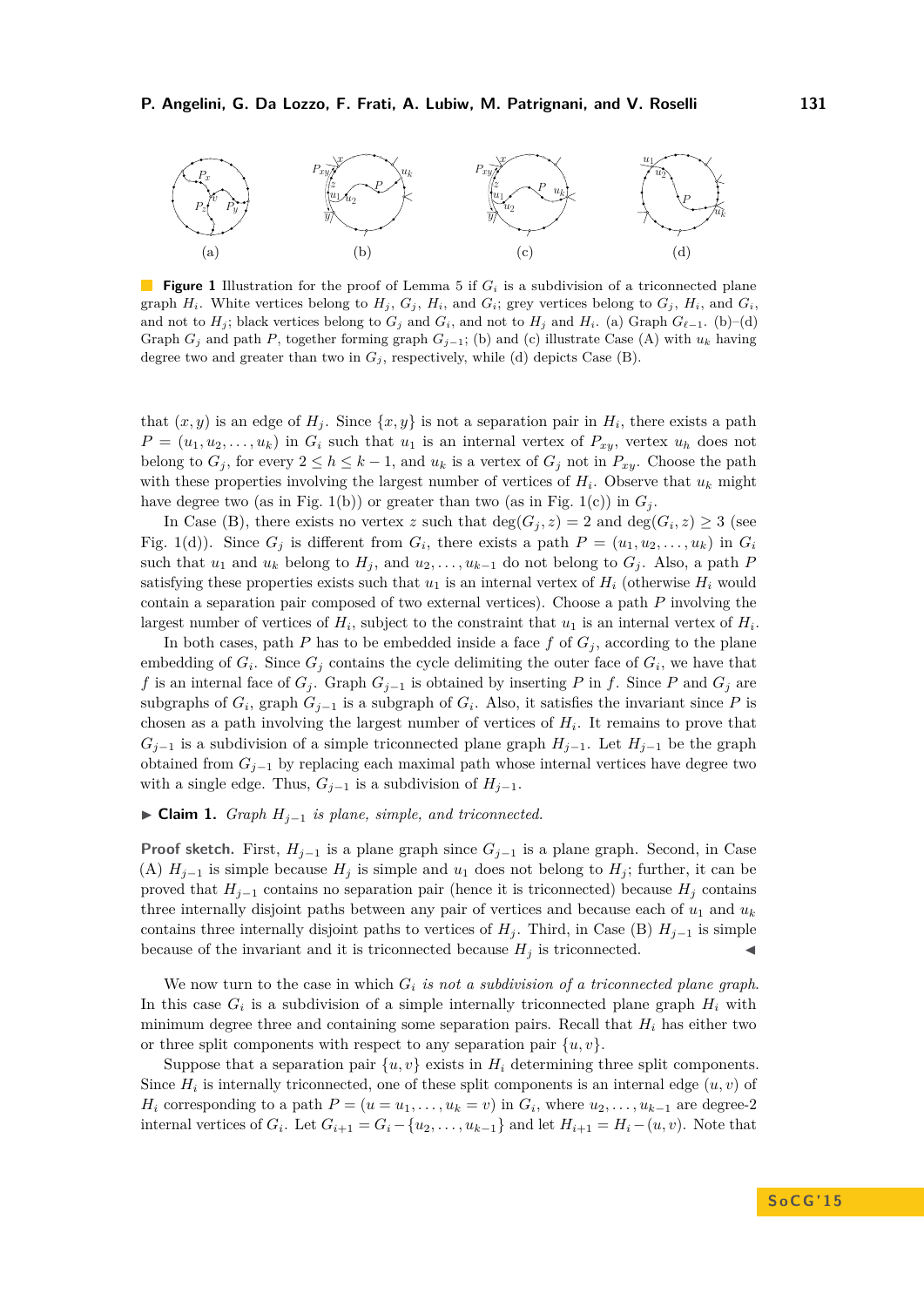**Figure 1** Illustration for the proof of Lemma 5 if $G_i$ is a subdivision of a triconnected plane graph $H_i$. White vertices belong to $H_j$, $G_j$, $H_i$, and $G_i$; grey vertices belong to $G_j$, $H_i$, and $G_i$, and not to $H_j$; black vertices belong to $G_j$ and $G_i$, and not to $H_j$ and $H_i$. (a) Graph $G_{\ell-1}$. (b)–(d) Graph $G_j$ and path $P$, together forming graph $G_{j-1}$; (b) and (c) illustrate Case (A) with $u_k$ having degree two and greater than two in $G_j$, respectively, while (d) depicts Case (B).

that $(x, y)$ is an edge of $H_j$. Since $\{x, y\}$ is not a separation pair in $H_i$, there exists a path $P = (u_1, u_2, \ldots, u_k)$ in $G_i$ such that $u_1$ is an internal vertex of $P_{xy}$, vertex $u_h$ does not belong to $G_j$, for every $2 \leq h \leq k-1$, and $u_k$ is a vertex of $G_j$ not in $P_{xy}$. Choose the path with these properties involving the largest number of vertices of $H_i$. Observe that $u_k$ might have degree two (as in Fig. 1(b)) or greater than two (as in Fig. 1(c)) in $G_j$.

In Case (B), there exists no vertex $z$ such that $\deg(G_j, z) = 2$ and $\deg(G_i, z) \geq 3$ (see Fig. 1(d)). Since $G_j$ is different from $G_i$, there exists a path $P = (u_1, u_2, \ldots, u_k)$ in $G_i$ such that $u_1$ and $u_k$ belong to $H_j$, and $u_2, \ldots, u_{k-1}$ do not belong to $G_j$. Also, a path $P$ satisfying these properties exists such that $u_1$ is an internal vertex of $H_i$ (otherwise $H_i$ would contain a separation pair composed of two external vertices). Choose a path $P$ involving the largest number of vertices of $H_i$, subject to the constraint that $u_1$ is an internal vertex of $H_i$.

In both cases, path $P$ has to be embedded inside a face $f$ of $G_j$, according to the plane embedding of $G_i$. Since $G_j$ contains the cycle delimiting the outer face of $G_i$, we have that $f$ is an internal face of $G_j$. Graph $G_{j-1}$ is obtained by inserting $P$ in $f$. Since $P$ and $G_j$ are subgraphs of $G_i$, graph $G_{j-1}$ is a subgraph of $G_i$. Also, it satisfies the invariant since $P$ is chosen as a path involving the largest number of vertices of $H_i$. It remains to prove that $G_{j-1}$ is a subdivision of a simple triconnected plane graph $H_{j-1}$. Let $H_{j-1}$ be the graph obtained from $G_{j-1}$ by replacing each maximal path whose internal vertices have degree two with a single edge. Thus, $G_{j-1}$ is a subdivision of $H_{j-1}$.

▶ **Claim 1.** *Graph $H_{j-1}$ is plane, simple, and triconnected.*

**Proof sketch.** First, $H_{j-1}$ is a plane graph since $G_{j-1}$ is a plane graph. Second, in Case (A) $H_{j-1}$ is simple because $H_j$ is simple and $u_1$ does not belong to $H_j$; further, it can be proved that $H_{j-1}$ contains no separation pair (hence it is triconnected) because $H_j$ contains three internally disjoint paths between any pair of vertices and because each of $u_1$ and $u_k$ contains three internally disjoint paths to vertices of $H_j$. Third, in Case (B) $H_{j-1}$ is simple because of the invariant and it is triconnected because $H_j$ is triconnected. ◀

We now turn to the case in which $G_i$ *is not a subdivision of a triconnected plane graph*. In this case $G_i$ is a subdivision of a simple internally triconnected plane graph $H_i$ with minimum degree three and containing some separation pairs. Recall that $H_i$ has either two or three split components with respect to any separation pair $\{u, v\}$.

Suppose that a separation pair $\{u, v\}$ exists in $H_i$ determining three split components. Since $H_i$ is internally triconnected, one of these split components is an internal edge $(u, v)$ of $H_i$ corresponding to a path $P = (u = u_1, \ldots, u_k = v)$ in $G_i$, where $u_2, \ldots, u_{k-1}$ are degree-2 internal vertices of $G_i$. Let $G_{i+1} = G_i - \{u_2, \ldots, u_{k-1}\}$ and let $H_{i+1} = H_i - (u, v)$. Note that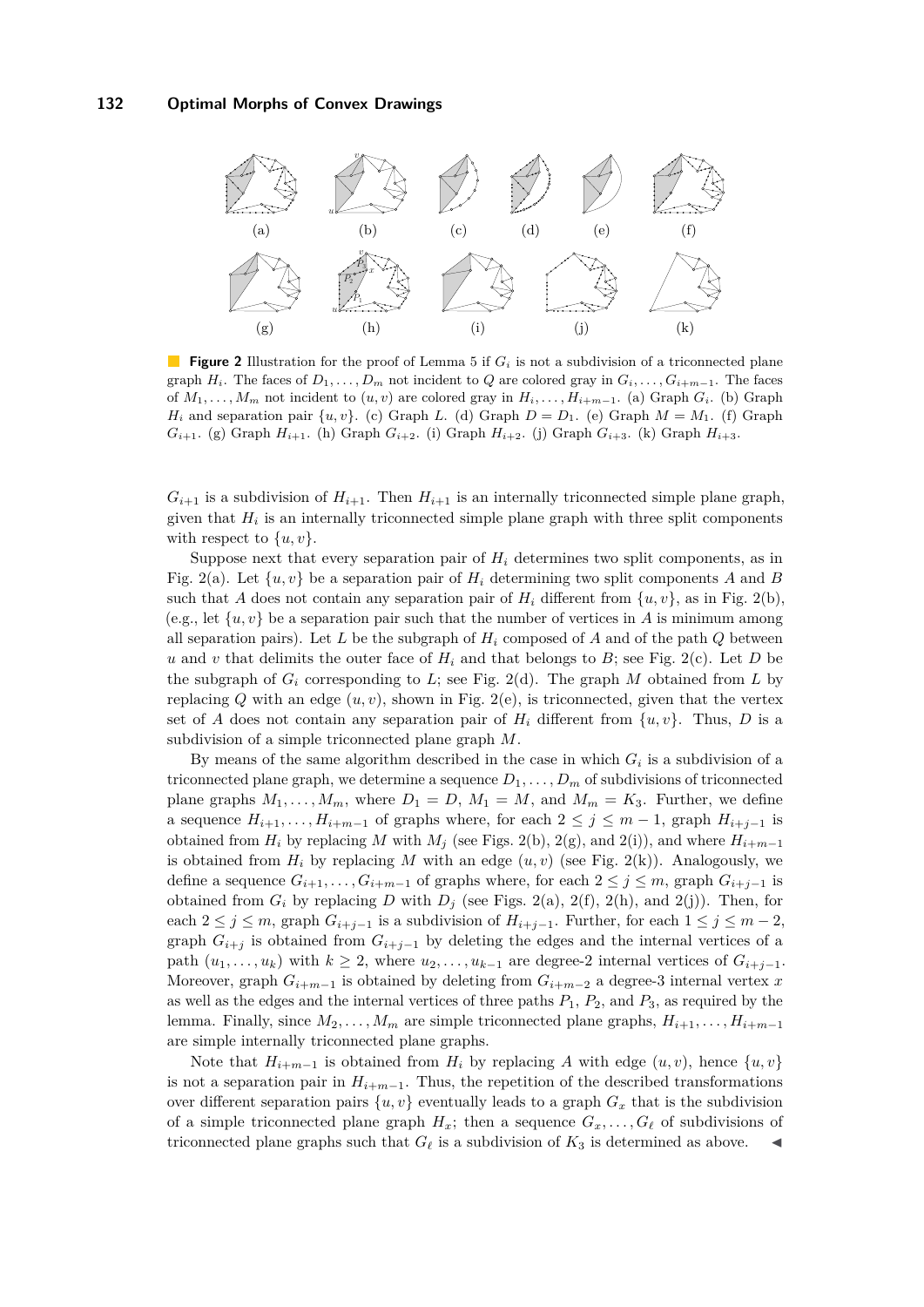**Figure 2** Illustration for the proof of Lemma 5 if $G_i$ is not a subdivision of a triconnected plane graph $H_i$. The faces of $D_1, \dots, D_m$ not incident to $Q$ are colored gray in $G_i, \dots, G_{i+m-1}$. The faces of $M_1, \dots, M_m$ not incident to $(u, v)$ are colored gray in $H_i, \dots, H_{i+m-1}$. (a) Graph $G_i$. (b) Graph $H_i$ and separation pair $\{u, v\}$. (c) Graph $L$. (d) Graph $D = D_1$. (e) Graph $M = M_1$. (f) Graph $G_{i+1}$. (g) Graph $H_{i+1}$. (h) Graph $G_{i+2}$. (i) Graph $H_{i+2}$. (j) Graph $G_{i+3}$. (k) Graph $H_{i+3}$.

$G_{i+1}$ is a subdivision of $H_{i+1}$. Then $H_{i+1}$ is an internally triconnected simple plane graph, given that $H_i$ is an internally triconnected simple plane graph with three split components with respect to $\{u, v\}$.

Suppose next that every separation pair of $H_i$ determines two split components, as in Fig. 2(a). Let $\{u, v\}$ be a separation pair of $H_i$ determining two split components $A$ and $B$ such that $A$ does not contain any separation pair of $H_i$ different from $\{u, v\}$, as in Fig. 2(b), (e.g., let $\{u, v\}$ be a separation pair such that the number of vertices in $A$ is minimum among all separation pairs). Let $L$ be the subgraph of $H_i$ composed of $A$ and of the path $Q$ between $u$ and $v$ that delimits the outer face of $H_i$ and that belongs to $B$; see Fig. 2(c). Let $D$ be the subgraph of $G_i$ corresponding to $L$; see Fig. 2(d). The graph $M$ obtained from $L$ by replacing $Q$ with an edge $(u, v)$, shown in Fig. 2(e), is triconnected, given that the vertex set of $A$ does not contain any separation pair of $H_i$ different from $\{u, v\}$. Thus, $D$ is a subdivision of a simple triconnected plane graph $M$.

By means of the same algorithm described in the case in which $G_i$ is a subdivision of a triconnected plane graph, we determine a sequence $D_1, \dots, D_m$ of subdivisions of triconnected plane graphs $M_1, \dots, M_m$, where $D_1 = D$, $M_1 = M$, and $M_m = K_3$. Further, we define a sequence $H_{i+1}, \dots, H_{i+m-1}$ of graphs where, for each $2 \leq j \leq m-1$, graph $H_{i+j-1}$ is obtained from $H_i$ by replacing $M$ with $M_j$ (see Figs. 2(b), 2(g), and 2(i)), and where $H_{i+m-1}$ is obtained from $H_i$ by replacing $M$ with an edge $(u, v)$ (see Fig. 2(k)). Analogously, we define a sequence $G_{i+1}, \dots, G_{i+m-1}$ of graphs where, for each $2 \leq j \leq m$, graph $G_{i+j-1}$ is obtained from $G_i$ by replacing $D$ with $D_j$ (see Figs. 2(a), 2(f), 2(h), and 2(j)). Then, for each $2 \leq j \leq m$, graph $G_{i+j-1}$ is a subdivision of $H_{i+j-1}$. Further, for each $1 \leq j \leq m-2$, graph $G_{i+j}$ is obtained from $G_{i+j-1}$ by deleting the edges and the internal vertices of a path $(u_1, \dots, u_k)$ with $k \geq 2$, where $u_2, \dots, u_{k-1}$ are degree-2 internal vertices of $G_{i+j-1}$. Moreover, graph $G_{i+m-1}$ is obtained by deleting from $G_{i+m-2}$ a degree-3 internal vertex $x$ as well as the edges and the internal vertices of three paths $P_1$, $P_2$, and $P_3$, as required by the lemma. Finally, since $M_2, \dots, M_m$ are simple triconnected plane graphs, $H_{i+1}, \dots, H_{i+m-1}$ are simple internally triconnected plane graphs.

Note that $H_{i+m-1}$ is obtained from $H_i$ by replacing $A$ with edge $(u, v)$, hence $\{u, v\}$ is not a separation pair in $H_{i+m-1}$. Thus, the repetition of the described transformations over different separation pairs $\{u, v\}$ eventually leads to a graph $G_x$ that is the subdivision of a simple triconnected plane graph $H_x$; then a sequence $G_x, \dots, G_\ell$ of subdivisions of triconnected plane graphs such that $G_\ell$ is a subdivision of $K_3$ is determined as above. ◀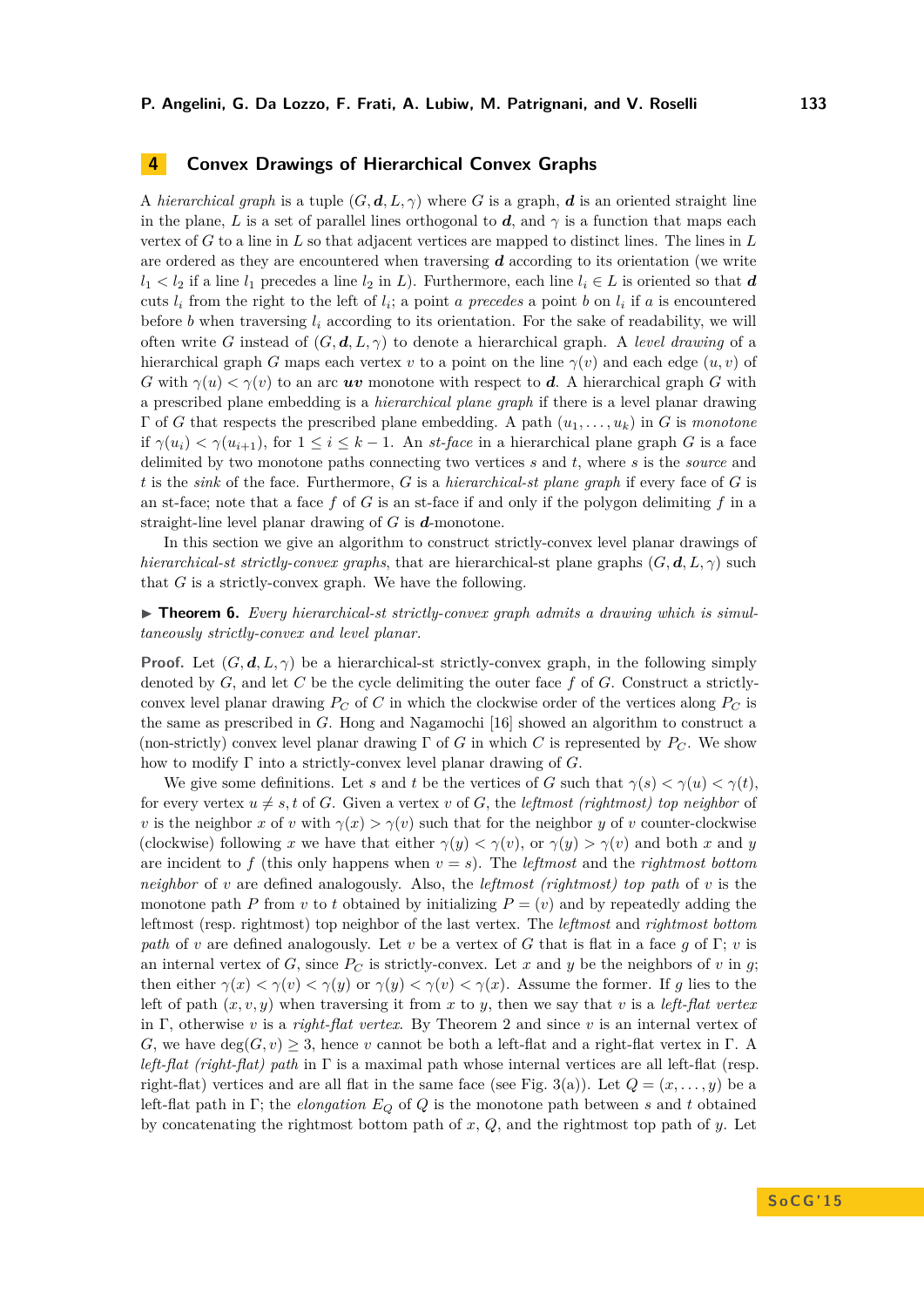## 4 Convex Drawings of Hierarchical Convex Graphs

A *hierarchical graph* is a tuple $(G, \boldsymbol{d}, L, \gamma)$ where $G$ is a graph, $\boldsymbol{d}$ is an oriented straight line in the plane, $L$ is a set of parallel lines orthogonal to $\boldsymbol{d}$, and $\gamma$ is a function that maps each vertex of $G$ to a line in $L$ so that adjacent vertices are mapped to distinct lines. The lines in $L$ are ordered as they are encountered when traversing $\boldsymbol{d}$ according to its orientation (we write $l_1 < l_2$ if a line $l_1$ precedes a line $l_2$ in $L$). Furthermore, each line $l_i \in L$ is oriented so that $\boldsymbol{d}$ cuts $l_i$ from the right to the left of $l_i$; a point $a$ *precedes* a point $b$ on $l_i$ if $a$ is encountered before $b$ when traversing $l_i$ according to its orientation. For the sake of readability, we will often write $G$ instead of $(G, \boldsymbol{d}, L, \gamma)$ to denote a hierarchical graph. A *level drawing* of a hierarchical graph $G$ maps each vertex $v$ to a point on the line $\gamma(v)$ and each edge $(u, v)$ of $G$ with $\gamma(u) < \gamma(v)$ to an arc $\boldsymbol{uv}$ monotone with respect to $\boldsymbol{d}$. A hierarchical graph $G$ with a prescribed plane embedding is a *hierarchical plane graph* if there is a level planar drawing $\Gamma$ of $G$ that respects the prescribed plane embedding. A path $(u_1, \dots, u_k)$ in $G$ is *monotone* if $\gamma(u_i) < \gamma(u_{i+1})$, for $1 \leq i \leq k-1$. An *st-face* in a hierarchical plane graph $G$ is a face delimited by two monotone paths connecting two vertices $s$ and $t$, where $s$ is the *source* and $t$ is the *sink* of the face. Furthermore, $G$ is a *hierarchical-st plane graph* if every face of $G$ is an st-face; note that a face $f$ of $G$ is an st-face if and only if the polygon delimiting $f$ in a straight-line level planar drawing of $G$ is $\boldsymbol{d}$-monotone.

In this section we give an algorithm to construct strictly-convex level planar drawings of *hierarchical-st strictly-convex graphs*, that are hierarchical-st plane graphs $(G, \boldsymbol{d}, L, \gamma)$ such that $G$ is a strictly-convex graph. We have the following.

▶ **Theorem 6.** *Every hierarchical-st strictly-convex graph admits a drawing which is simultaneously strictly-convex and level planar.*

**Proof.** Let $(G, \boldsymbol{d}, L, \gamma)$ be a hierarchical-st strictly-convex graph, in the following simply denoted by $G$, and let $C$ be the cycle delimiting the outer face $f$ of $G$. Construct a strictly-convex level planar drawing $P_C$ of $C$ in which the clockwise order of the vertices along $P_C$ is the same as prescribed in $G$. Hong and Nagamochi [16] showed an algorithm to construct a (non-strictly) convex level planar drawing $\Gamma$ of $G$ in which $C$ is represented by $P_C$. We show how to modify $\Gamma$ into a strictly-convex level planar drawing of $G$.

We give some definitions. Let $s$ and $t$ be the vertices of $G$ such that $\gamma(s) < \gamma(u) < \gamma(t)$, for every vertex $u \neq s, t$ of $G$. Given a vertex $v$ of $G$, the *leftmost (rightmost) top neighbor* of $v$ is the neighbor $x$ of $v$ with $\gamma(x) > \gamma(v)$ such that for the neighbor $y$ of $v$ counter-clockwise (clockwise) following $x$ we have that either $\gamma(y) < \gamma(v)$, or $\gamma(y) > \gamma(v)$ and both $x$ and $y$ are incident to $f$ (this only happens when $v = s$). The *leftmost* and the *rightmost bottom neighbor* of $v$ are defined analogously. Also, the *leftmost (rightmost) top path* of $v$ is the monotone path $P$ from $v$ to $t$ obtained by initializing $P = (v)$ and by repeatedly adding the leftmost (resp. rightmost) top neighbor of the last vertex. The *leftmost* and *rightmost bottom path* of $v$ are defined analogously. Let $v$ be a vertex of $G$ that is flat in a face $g$ of $\Gamma$; $v$ is an internal vertex of $G$, since $P_C$ is strictly-convex. Let $x$ and $y$ be the neighbors of $v$ in $g$; then either $\gamma(x) < \gamma(v) < \gamma(y)$ or $\gamma(y) < \gamma(v) < \gamma(x)$. Assume the former. If $g$ lies to the left of path $(x, v, y)$ when traversing it from $x$ to $y$, then we say that $v$ is a *left-flat vertex* in $\Gamma$, otherwise $v$ is a *right-flat vertex*. By Theorem 2 and since $v$ is an internal vertex of $G$, we have $\deg(G, v) \geq 3$, hence $v$ cannot be both a left-flat and a right-flat vertex in $\Gamma$. A *left-flat (right-flat) path* in $\Gamma$ is a maximal path whose internal vertices are all left-flat (resp. right-flat) vertices and are all flat in the same face (see Fig. 3(a)). Let $Q = (x, \dots, y)$ be a left-flat path in $\Gamma$; the *elongation* $E_Q$ of $Q$ is the monotone path between $s$ and $t$ obtained by concatenating the rightmost bottom path of $x$, $Q$, and the rightmost top path of $y$. Let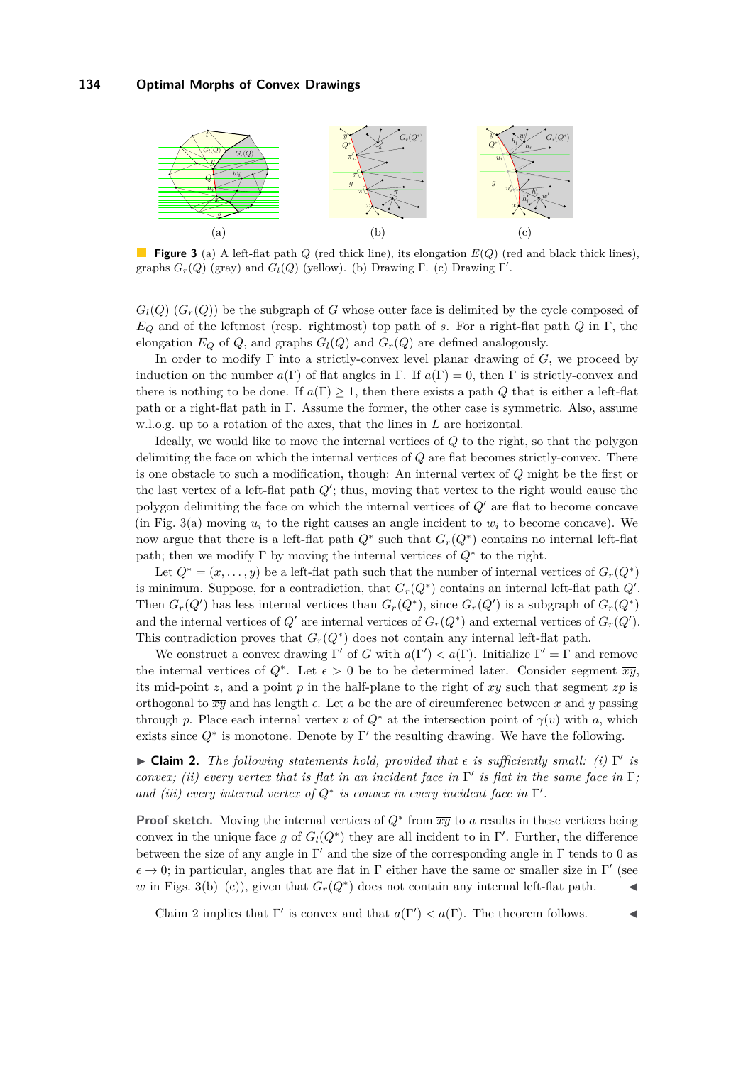**Figure 3** (a) A left-flat path $Q$ (red thick line), its elongation $E(Q)$ (red and black thick lines), graphs $G_r(Q)$ (gray) and $G_l(Q)$ (yellow). (b) Drawing $\Gamma$. (c) Drawing $\Gamma'$.

$G_l(Q)$ ($G_r(Q)$) be the subgraph of $G$ whose outer face is delimited by the cycle composed of $E_Q$ and of the leftmost (resp. rightmost) top path of $s$. For a right-flat path $Q$ in $\Gamma$, the elongation $E_Q$ of $Q$, and graphs $G_l(Q)$ and $G_r(Q)$ are defined analogously.

In order to modify $\Gamma$ into a strictly-convex level planar drawing of $G$, we proceed by induction on the number $a(\Gamma)$ of flat angles in $\Gamma$. If $a(\Gamma) = 0$, then $\Gamma$ is strictly-convex and there is nothing to be done. If $a(\Gamma) \geq 1$, then there exists a path $Q$ that is either a left-flat path or a right-flat path in $\Gamma$. Assume the former, the other case is symmetric. Also, assume w.l.o.g. up to a rotation of the axes, that the lines in $L$ are horizontal.

Ideally, we would like to move the internal vertices of $Q$ to the right, so that the polygon delimiting the face on which the internal vertices of $Q$ are flat becomes strictly-convex. There is one obstacle to such a modification, though: An internal vertex of $Q$ might be the first or the last vertex of a left-flat path $Q'$; thus, moving that vertex to the right would cause the polygon delimiting the face on which the internal vertices of $Q'$ are flat to become concave (in Fig. 3(a) moving $u_i$ to the right causes an angle incident to $w_i$ to become concave). We now argue that there is a left-flat path $Q^*$ such that $G_r(Q^*)$ contains no internal left-flat path; then we modify $\Gamma$ by moving the internal vertices of $Q^*$ to the right.

Let $Q^* = (x, \ldots, y)$ be a left-flat path such that the number of internal vertices of $G_r(Q^*)$ is minimum. Suppose, for a contradiction, that $G_r(Q^*)$ contains an internal left-flat path $Q'$. Then $G_r(Q')$ has less internal vertices than $G_r(Q^*)$, since $G_r(Q')$ is a subgraph of $G_r(Q^*)$ and the internal vertices of $Q'$ are internal vertices of $G_r(Q^*)$ and external vertices of $G_r(Q')$. This contradiction proves that $G_r(Q^*)$ does not contain any internal left-flat path.

We construct a convex drawing $\Gamma'$ of $G$ with $a(\Gamma') < a(\Gamma)$. Initialize $\Gamma' = \Gamma$ and remove the internal vertices of $Q^*$. Let $\epsilon > 0$ be to be determined later. Consider segment $\overline{xy}$, its mid-point $z$, and a point $p$ in the half-plane to the right of $\overline{xy}$ such that segment $\overline{zp}$ is orthogonal to $\overline{xy}$ and has length $\epsilon$. Let $a$ be the arc of circumference between $x$ and $y$ passing through $p$. Place each internal vertex $v$ of $Q^*$ at the intersection point of $\gamma(v)$ with $a$, which exists since $Q^*$ is monotone. Denote by $\Gamma'$ the resulting drawing. We have the following.

▶ **Claim 2.** *The following statements hold, provided that $\epsilon$ is sufficiently small: (i) $\Gamma'$ is convex; (ii) every vertex that is flat in an incident face in $\Gamma'$ is flat in the same face in $\Gamma$; and (iii) every internal vertex of $Q^*$ is convex in every incident face in $\Gamma'$.*

**Proof sketch.** Moving the internal vertices of $Q^*$ from $\overline{xy}$ to $a$ results in these vertices being convex in the unique face $g$ of $G_l(Q^*)$ they are all incident to in $\Gamma'$. Further, the difference between the size of any angle in $\Gamma'$ and the size of the corresponding angle in $\Gamma$ tends to 0 as $\epsilon \to 0$; in particular, angles that are flat in $\Gamma$ either have the same or smaller size in $\Gamma'$ (see $w$ in Figs. 3(b)–(c)), given that $G_r(Q^*)$ does not contain any internal left-flat path. ◀

Claim 2 implies that $\Gamma'$ is convex and that $a(\Gamma') < a(\Gamma)$. The theorem follows. ◀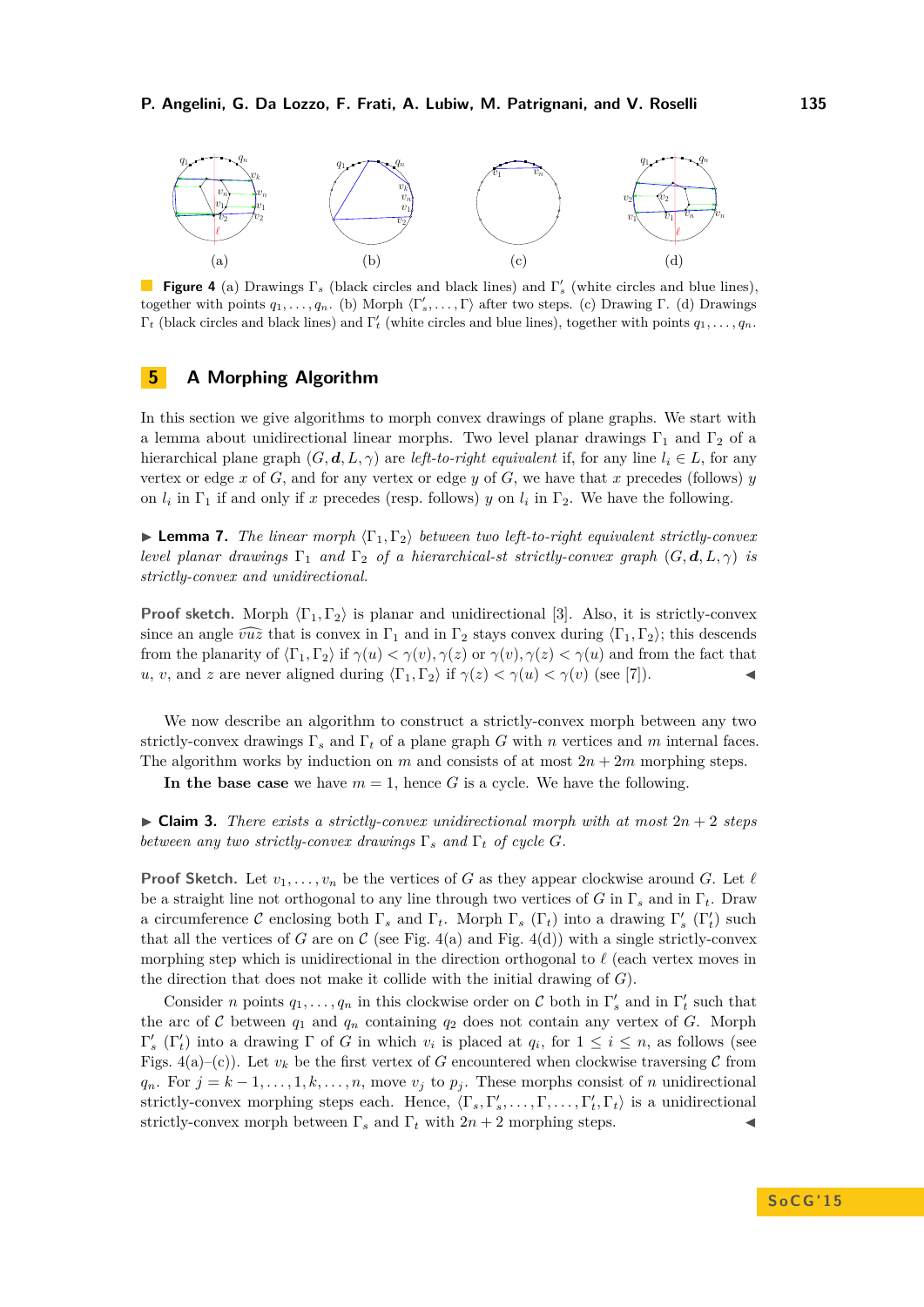**Figure 4** (a) Drawings $\Gamma_s$ (black circles and black lines) and $\Gamma'_s$ (white circles and blue lines), together with points $q_1, \dots, q_n$. (b) Morph $\langle \Gamma'_s, \dots, \Gamma \rangle$ after two steps. (c) Drawing $\Gamma$. (d) Drawings $\Gamma_t$ (black circles and black lines) and $\Gamma'_t$ (white circles and blue lines), together with points $q_1, \dots, q_n$.

## 5 A Morphing Algorithm

In this section we give algorithms to morph convex drawings of plane graphs. We start with a lemma about unidirectional linear morphs. Two level planar drawings $\Gamma_1$ and $\Gamma_2$ of a hierarchical plane graph $(G, \mathbf{d}, L, \gamma)$ are *left-to-right equivalent* if, for any line $l_i \in L$, for any vertex or edge $x$ of $G$, and for any vertex or edge $y$ of $G$, we have that $x$ precedes (follows) $y$ on $l_i$ in $\Gamma_1$ if and only if $x$ precedes (resp. follows) $y$ on $l_i$ in $\Gamma_2$. We have the following.

▶ **Lemma 7.** *The linear morph $\langle \Gamma_1, \Gamma_2 \rangle$ between two left-to-right equivalent strictly-convex level planar drawings $\Gamma_1$ and $\Gamma_2$ of a hierarchical-st strictly-convex graph $(G, \mathbf{d}, L, \gamma)$ is strictly-convex and unidirectional.*

**Proof sketch.** Morph $\langle \Gamma_1, \Gamma_2 \rangle$ is planar and unidirectional [3]. Also, it is strictly-convex since an angle $\widehat{vuz}$ that is convex in $\Gamma_1$ and in $\Gamma_2$ stays convex during $\langle \Gamma_1, \Gamma_2 \rangle$; this descends from the planarity of $\langle \Gamma_1, \Gamma_2 \rangle$ if $\gamma(u) < \gamma(v), \gamma(z)$ or $\gamma(v), \gamma(z) < \gamma(u)$ and from the fact that $u$, $v$, and $z$ are never aligned during $\langle \Gamma_1, \Gamma_2 \rangle$ if $\gamma(z) < \gamma(u) < \gamma(v)$ (see [7]). ◀

We now describe an algorithm to construct a strictly-convex morph between any two strictly-convex drawings $\Gamma_s$ and $\Gamma_t$ of a plane graph $G$ with $n$ vertices and $m$ internal faces. The algorithm works by induction on $m$ and consists of at most $2n + 2m$ morphing steps.

**In the base case** we have $m = 1$, hence $G$ is a cycle. We have the following.

▶ **Claim 3.** *There exists a strictly-convex unidirectional morph with at most $2n + 2$ steps between any two strictly-convex drawings $\Gamma_s$ and $\Gamma_t$ of cycle $G$.*

**Proof Sketch.** Let $v_1, \dots, v_n$ be the vertices of $G$ as they appear clockwise around $G$. Let $\ell$ be a straight line not orthogonal to any line through two vertices of $G$ in $\Gamma_s$ and in $\Gamma_t$. Draw a circumference $\mathcal{C}$ enclosing both $\Gamma_s$ and $\Gamma_t$. Morph $\Gamma_s$ ($\Gamma_t$) into a drawing $\Gamma'_s$ ($\Gamma'_t$) such that all the vertices of $G$ are on $\mathcal{C}$ (see Fig. 4(a) and Fig. 4(d)) with a single strictly-convex morphing step which is unidirectional in the direction orthogonal to $\ell$ (each vertex moves in the direction that does not make it collide with the initial drawing of $G$).

Consider $n$ points $q_1, \dots, q_n$ in this clockwise order on $\mathcal{C}$ both in $\Gamma'_s$ and in $\Gamma'_t$ such that the arc of $\mathcal{C}$ between $q_1$ and $q_n$ containing $q_2$ does not contain any vertex of $G$. Morph $\Gamma'_s$ ($\Gamma'_t$) into a drawing $\Gamma$ of $G$ in which $v_i$ is placed at $q_i$, for $1 \leq i \leq n$, as follows (see Figs. 4(a)–(c)). Let $v_k$ be the first vertex of $G$ encountered when clockwise traversing $\mathcal{C}$ from $q_n$. For $j = k-1, \dots, 1, k, \dots, n$, move $v_j$ to $p_j$. These morphs consist of $n$ unidirectional strictly-convex morphing steps each. Hence, $\langle \Gamma_s, \Gamma'_s, \dots, \Gamma, \dots, \Gamma'_t, \Gamma_t \rangle$ is a unidirectional strictly-convex morph between $\Gamma_s$ and $\Gamma_t$ with $2n + 2$ morphing steps. ◀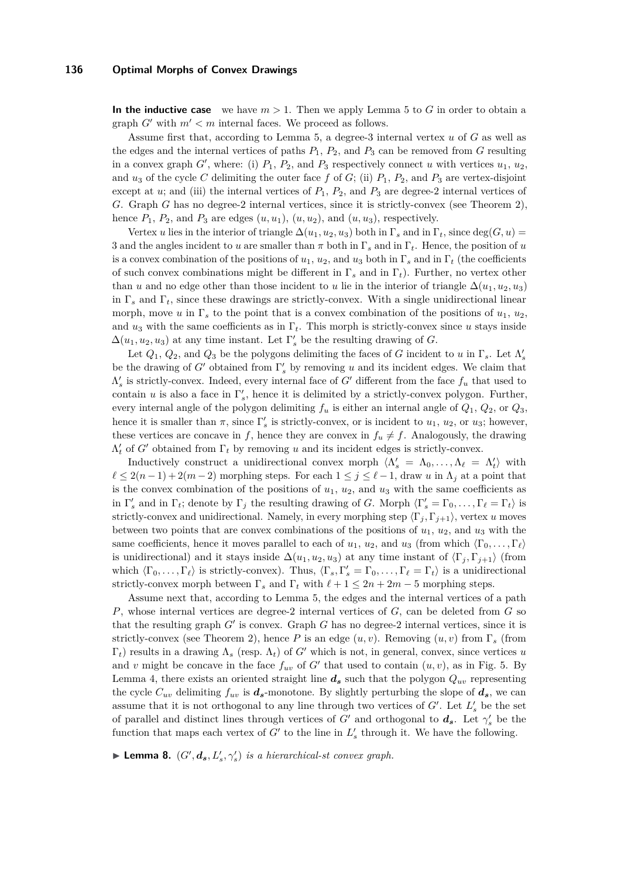**In the inductive case** we have $m > 1$. Then we apply Lemma 5 to $G$ in order to obtain a graph $G'$ with $m' < m$ internal faces. We proceed as follows.

Assume first that, according to Lemma 5, a degree-3 internal vertex $u$ of $G$ as well as the edges and the internal vertices of paths $P_1$, $P_2$, and $P_3$ can be removed from $G$ resulting in a convex graph $G'$, where: (i) $P_1$, $P_2$, and $P_3$ respectively connect $u$ with vertices $u_1$, $u_2$, and $u_3$ of the cycle $C$ delimiting the outer face $f$ of $G$; (ii) $P_1$, $P_2$, and $P_3$ are vertex-disjoint except at $u$; and (iii) the internal vertices of $P_1$, $P_2$, and $P_3$ are degree-2 internal vertices of $G$. Graph $G$ has no degree-2 internal vertices, since it is strictly-convex (see Theorem 2), hence $P_1$, $P_2$, and $P_3$ are edges $(u, u_1)$, $(u, u_2)$, and $(u, u_3)$, respectively.

Vertex $u$ lies in the interior of triangle $\Delta(u_1, u_2, u_3)$ both in $\Gamma_s$ and in $\Gamma_t$, since $\deg(G, u) = 3$ and the angles incident to $u$ are smaller than $\pi$ both in $\Gamma_s$ and in $\Gamma_t$. Hence, the position of $u$ is a convex combination of the positions of $u_1$, $u_2$, and $u_3$ both in $\Gamma_s$ and in $\Gamma_t$ (the coefficients of such convex combinations might be different in $\Gamma_s$ and in $\Gamma_t$). Further, no vertex other than $u$ and no edge other than those incident to $u$ lie in the interior of triangle $\Delta(u_1, u_2, u_3)$ in $\Gamma_s$ and $\Gamma_t$, since these drawings are strictly-convex. With a single unidirectional linear morph, move $u$ in $\Gamma_s$ to the point that is a convex combination of the positions of $u_1$, $u_2$, and $u_3$ with the same coefficients as in $\Gamma_t$. This morph is strictly-convex since $u$ stays inside $\Delta(u_1, u_2, u_3)$ at any time instant. Let $\Gamma'_s$ be the resulting drawing of $G$.

Let $Q_1$, $Q_2$, and $Q_3$ be the polygons delimiting the faces of $G$ incident to $u$ in $\Gamma_s$. Let $\Lambda'_s$ be the drawing of $G'$ obtained from $\Gamma'_s$ by removing $u$ and its incident edges. We claim that $\Lambda'_s$ is strictly-convex. Indeed, every internal face of $G'$ different from the face $f_u$ that used to contain $u$ is also a face in $\Gamma'_s$, hence it is delimited by a strictly-convex polygon. Further, every internal angle of the polygon delimiting $f_u$ is either an internal angle of $Q_1$, $Q_2$, or $Q_3$, hence it is smaller than $\pi$, since $\Gamma'_s$ is strictly-convex, or is incident to $u_1$, $u_2$, or $u_3$; however, these vertices are concave in $f$, hence they are convex in $f_u \neq f$. Analogously, the drawing $\Lambda'_t$ of $G'$ obtained from $\Gamma_t$ by removing $u$ and its incident edges is strictly-convex.

Inductively construct a unidirectional convex morph $\langle \Lambda'_s = \Lambda_0, \dots, \Lambda_\ell = \Lambda'_t \rangle$ with $\ell \leq 2(n-1) + 2(m-2)$ morphing steps. For each $1 \leq j \leq \ell - 1$, draw $u$ in $\Lambda_j$ at a point that is the convex combination of the positions of $u_1$, $u_2$, and $u_3$ with the same coefficients as in $\Gamma'_s$ and in $\Gamma_t$; denote by $\Gamma_j$ the resulting drawing of $G$. Morph $\langle \Gamma'_s = \Gamma_0, \dots, \Gamma_\ell = \Gamma_t \rangle$ is strictly-convex and unidirectional. Namely, in every morphing step $\langle \Gamma_j, \Gamma_{j+1} \rangle$, vertex $u$ moves between two points that are convex combinations of the positions of $u_1$, $u_2$, and $u_3$ with the same coefficients, hence it moves parallel to each of $u_1$, $u_2$, and $u_3$ (from which $\langle \Gamma_0, \dots, \Gamma_\ell \rangle$ is unidirectional) and it stays inside $\Delta(u_1, u_2, u_3)$ at any time instant of $\langle \Gamma_j, \Gamma_{j+1} \rangle$ (from which $\langle \Gamma_0, \dots, \Gamma_\ell \rangle$ is strictly-convex). Thus, $\langle \Gamma_s, \Gamma'_s = \Gamma_0, \dots, \Gamma_\ell = \Gamma_t \rangle$ is a unidirectional strictly-convex morph between $\Gamma_s$ and $\Gamma_t$ with $\ell + 1 \leq 2n + 2m - 5$ morphing steps.

Assume next that, according to Lemma 5, the edges and the internal vertices of a path $P$, whose internal vertices are degree-2 internal vertices of $G$, can be deleted from $G$ so that the resulting graph $G'$ is convex. Graph $G$ has no degree-2 internal vertices, since it is strictly-convex (see Theorem 2), hence $P$ is an edge $(u, v)$. Removing $(u, v)$ from $\Gamma_s$ (from $\Gamma_t$) results in a drawing $\Lambda_s$ (resp. $\Lambda_t$) of $G'$ which is not, in general, convex, since vertices $u$ and $v$ might be concave in the face $f_{uv}$ of $G'$ that used to contain $(u, v)$, as in Fig. 5. By Lemma 4, there exists an oriented straight line $\boldsymbol{d_s}$ such that the polygon $Q_{uv}$ representing the cycle $C_{uv}$ delimiting $f_{uv}$ is $\boldsymbol{d_s}$-monotone. By slightly perturbing the slope of $\boldsymbol{d_s}$, we can assume that it is not orthogonal to any line through two vertices of $G'$. Let $L'_s$ be the set of parallel and distinct lines through vertices of $G'$ and orthogonal to $\boldsymbol{d_s}$. Let $\gamma'_s$ be the function that maps each vertex of $G'$ to the line in $L'_s$ through it. We have the following.

▶ **Lemma 8.** *$(G', \boldsymbol{d_s}, L'_s, \gamma'_s)$ is a hierarchical-st convex graph.*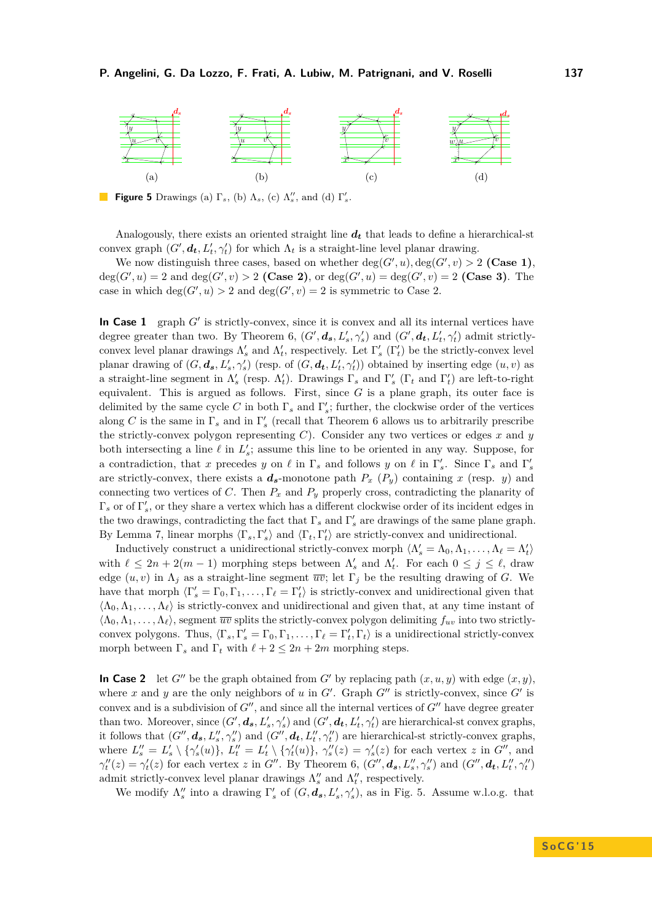(a) (b) (c) (d)

**Figure 5** Drawings (a) $\Gamma_s$, (b) $\Lambda_s$, (c) $\Lambda''_s$, and (d) $\Gamma'_s$.

Analogously, there exists an oriented straight line $\boldsymbol{d_t}$ that leads to define a hierarchical-st convex graph $(G', \boldsymbol{d_t}, L'_t, \gamma'_t)$ for which $\Lambda_t$ is a straight-line level planar drawing.

We now distinguish three cases, based on whether $\deg(G', u), \deg(G', v) > 2$ **(Case 1)**, $\deg(G', u) = 2$ and $\deg(G', v) > 2$ **(Case 2)**, or $\deg(G', u) = \deg(G', v) = 2$ **(Case 3)**. The case in which $\deg(G', u) > 2$ and $\deg(G', v) = 2$ is symmetric to Case 2.

**In Case 1** graph $G'$ is strictly-convex, since it is convex and all its internal vertices have degree greater than two. By Theorem 6, $(G', \boldsymbol{d_s}, L'_s, \gamma'_s)$ and $(G', \boldsymbol{d_t}, L'_t, \gamma'_t)$ admit strictly-convex level planar drawings $\Lambda'_s$ and $\Lambda'_t$, respectively. Let $\Gamma'_s$ ($\Gamma'_t$) be the strictly-convex level planar drawing of $(G, \boldsymbol{d_s}, L'_s, \gamma'_s)$ (resp. of $(G, \boldsymbol{d_t}, L'_t, \gamma'_t)$) obtained by inserting edge $(u, v)$ as a straight-line segment in $\Lambda'_s$ (resp. $\Lambda'_t$). Drawings $\Gamma_s$ and $\Gamma'_s$ ($\Gamma_t$ and $\Gamma'_t$) are left-to-right equivalent. This is argued as follows. First, since $G$ is a plane graph, its outer face is delimited by the same cycle $C$ in both $\Gamma_s$ and $\Gamma'_s$; further, the clockwise order of the vertices along $C$ is the same in $\Gamma_s$ and in $\Gamma'_s$ (recall that Theorem 6 allows us to arbitrarily prescribe the strictly-convex polygon representing $C$). Consider any two vertices or edges $x$ and $y$ both intersecting a line $\ell$ in $L'_s$; assume this line to be oriented in any way. Suppose, for a contradiction, that $x$ precedes $y$ on $\ell$ in $\Gamma_s$ and follows $y$ on $\ell$ in $\Gamma'_s$. Since $\Gamma_s$ and $\Gamma'_s$ are strictly-convex, there exists a $\boldsymbol{d_s}$-monotone path $P_x$ ($P_y$) containing $x$ (resp. $y$) and connecting two vertices of $C$. Then $P_x$ and $P_y$ properly cross, contradicting the planarity of $\Gamma_s$ or of $\Gamma'_s$, or they share a vertex which has a different clockwise order of its incident edges in the two drawings, contradicting the fact that $\Gamma_s$ and $\Gamma'_s$ are drawings of the same plane graph. By Lemma 7, linear morphs $\langle \Gamma_s, \Gamma'_s \rangle$ and $\langle \Gamma_t, \Gamma'_t \rangle$ are strictly-convex and unidirectional.

Inductively construct a unidirectional strictly-convex morph $\langle \Lambda'_s = \Lambda_0, \Lambda_1, \dots, \Lambda_\ell = \Lambda'_t \rangle$ with $\ell \leq 2n + 2(m-1)$ morphing steps between $\Lambda'_s$ and $\Lambda'_t$. For each $0 \leq j \leq \ell$, draw edge $(u, v)$ in $\Lambda_j$ as a straight-line segment $\overline{uv}$; let $\Gamma_j$ be the resulting drawing of $G$. We have that morph $\langle \Gamma'_s = \Gamma_0, \Gamma_1, \dots, \Gamma_\ell = \Gamma'_t \rangle$ is strictly-convex and unidirectional given that $\langle \Lambda_0, \Lambda_1, \dots, \Lambda_\ell \rangle$ is strictly-convex and unidirectional and given that, at any time instant of $\langle \Lambda_0, \Lambda_1, \dots, \Lambda_\ell \rangle$, segment $\overline{uv}$ splits the strictly-convex polygon delimiting $f_{uv}$ into two strictly-convex polygons. Thus, $\langle \Gamma_s, \Gamma'_s = \Gamma_0, \Gamma_1, \dots, \Gamma_\ell = \Gamma'_t, \Gamma_t \rangle$ is a unidirectional strictly-convex morph between $\Gamma_s$ and $\Gamma_t$ with $\ell + 2 \leq 2n + 2m$ morphing steps.

**In Case 2** let $G''$ be the graph obtained from $G'$ by replacing path $(x, u, y)$ with edge $(x, y)$, where $x$ and $y$ are the only neighbors of $u$ in $G'$. Graph $G''$ is strictly-convex, since $G'$ is convex and is a subdivision of $G''$, and since all the internal vertices of $G''$ have degree greater than two. Moreover, since $(G', \boldsymbol{d_s}, L'_s, \gamma'_s)$ and $(G', \boldsymbol{d_t}, L'_t, \gamma'_t)$ are hierarchical-st convex graphs, it follows that $(G'', \boldsymbol{d_s}, L''_s, \gamma''_s)$ and $(G'', \boldsymbol{d_t}, L''_t, \gamma''_t)$ are hierarchical-st strictly-convex graphs, where $L''_s = L'_s \setminus \{\gamma'_s(u)\}$, $L''_t = L'_t \setminus \{\gamma'_t(u)\}$, $\gamma''_s(z) = \gamma'_s(z)$ for each vertex $z$ in $G''$, and $\gamma''_t(z) = \gamma'_t(z)$ for each vertex $z$ in $G''$. By Theorem 6, $(G'', \boldsymbol{d_s}, L''_s, \gamma''_s)$ and $(G'', \boldsymbol{d_t}, L''_t, \gamma''_t)$ admit strictly-convex level planar drawings $\Lambda''_s$ and $\Lambda''_t$, respectively.

We modify $\Lambda''_s$ into a drawing $\Gamma'_s$ of $(G, \boldsymbol{d_s}, L'_s, \gamma'_s)$, as in Fig. 5. Assume w.l.o.g. that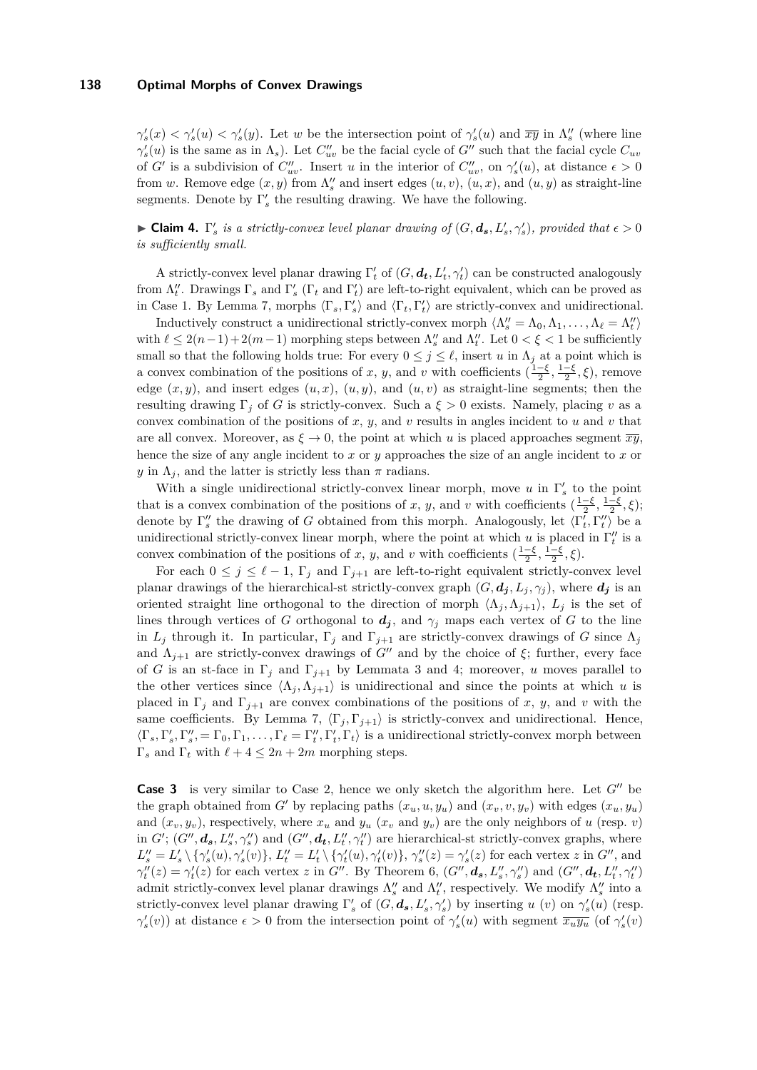$\gamma_s'(x) < \gamma_s'(u) < \gamma_s'(y)$. Let $w$ be the intersection point of $\gamma_s'(u)$ and $\overline{xy}$ in $\Lambda_s''$ (where line $\gamma_s'(u)$ is the same as in $\Lambda_s$). Let $C_{uv}''$ be the facial cycle of $G''$ such that the facial cycle $C_{uv}$ of $G'$ is a subdivision of $C_{uv}''$. Insert $u$ in the interior of $C_{uv}''$, on $\gamma_s'(u)$, at distance $\epsilon > 0$ from $w$. Remove edge $(x, y)$ from $\Lambda_s''$ and insert edges $(u, v)$, $(u, x)$, and $(u, y)$ as straight-line segments. Denote by $\Gamma_s'$ the resulting drawing. We have the following.

▶ **Claim 4.** *$\Gamma_s'$ is a strictly-convex level planar drawing of $(G, \boldsymbol{d_s}, L_s', \gamma_s')$, provided that $\epsilon > 0$ is sufficiently small.*

A strictly-convex level planar drawing $\Gamma_t'$ of $(G, \boldsymbol{d_t}, L_t', \gamma_t')$ can be constructed analogously from $\Lambda_t''$. Drawings $\Gamma_s$ and $\Gamma_s'$ ($\Gamma_t$ and $\Gamma_t'$) are left-to-right equivalent, which can be proved as in Case 1. By Lemma 7, morphs $\langle \Gamma_s, \Gamma_s' \rangle$ and $\langle \Gamma_t, \Gamma_t' \rangle$ are strictly-convex and unidirectional.

Inductively construct a unidirectional strictly-convex morph $\langle \Lambda_s'' = \Lambda_0, \Lambda_1, \ldots, \Lambda_\ell = \Lambda_t'' \rangle$ with $\ell \leq 2(n-1) + 2(m-1)$ morphing steps between $\Lambda_s''$ and $\Lambda_t''$. Let $0 < \xi < 1$ be sufficiently small so that the following holds true: For every $0 \leq j \leq \ell$, insert $u$ in $\Lambda_j$ at a point which is a convex combination of the positions of $x$, $y$, and $v$ with coefficients $(\frac{1-\xi}{2}, \frac{1-\xi}{2}, \xi)$, remove edge $(x, y)$, and insert edges $(u, x)$, $(u, y)$, and $(u, v)$ as straight-line segments; then the resulting drawing $\Gamma_j$ of $G$ is strictly-convex. Such a $\xi > 0$ exists. Namely, placing $v$ as a convex combination of the positions of $x$, $y$, and $v$ results in angles incident to $u$ and $v$ that are all convex. Moreover, as $\xi \to 0$, the point at which $u$ is placed approaches segment $\overline{xy}$, hence the size of any angle incident to $x$ or $y$ approaches the size of an angle incident to $x$ or $y$ in $\Lambda_j$, and the latter is strictly less than $\pi$ radians.

With a single unidirectional strictly-convex linear morph, move $u$ in $\Gamma_s'$ to the point that is a convex combination of the positions of $x$, $y$, and $v$ with coefficients $(\frac{1-\xi}{2}, \frac{1-\xi}{2}, \xi)$; denote by $\Gamma_s''$ the drawing of $G$ obtained from this morph. Analogously, let $\langle \Gamma_t', \Gamma_t'' \rangle$ be a unidirectional strictly-convex linear morph, where the point at which $u$ is placed in $\Gamma_t''$ is a convex combination of the positions of $x$, $y$, and $v$ with coefficients $(\frac{1-\xi}{2}, \frac{1-\xi}{2}, \xi)$.

For each $0 \leq j \leq \ell - 1$, $\Gamma_j$ and $\Gamma_{j+1}$ are left-to-right equivalent strictly-convex level planar drawings of the hierarchical-st strictly-convex graph $(G, \boldsymbol{d_j}, L_j, \gamma_j)$, where $\boldsymbol{d_j}$ is an oriented straight line orthogonal to the direction of morph $\langle \Lambda_j, \Lambda_{j+1} \rangle$, $L_j$ is the set of lines through vertices of $G$ orthogonal to $\boldsymbol{d_j}$, and $\gamma_j$ maps each vertex of $G$ to the line in $L_j$ through it. In particular, $\Gamma_j$ and $\Gamma_{j+1}$ are strictly-convex drawings of $G$ since $\Lambda_j$ and $\Lambda_{j+1}$ are strictly-convex drawings of $G''$ and by the choice of $\xi$; further, every face of $G$ is an st-face in $\Gamma_j$ and $\Gamma_{j+1}$ by Lemmata 3 and 4; moreover, $u$ moves parallel to the other vertices since $\langle \Lambda_j, \Lambda_{j+1} \rangle$ is unidirectional and since the points at which $u$ is placed in $\Gamma_j$ and $\Gamma_{j+1}$ are convex combinations of the positions of $x$, $y$, and $v$ with the same coefficients. By Lemma 7, $\langle \Gamma_j, \Gamma_{j+1} \rangle$ is strictly-convex and unidirectional. Hence, $\langle \Gamma_s, \Gamma_s', \Gamma_s'', = \Gamma_0, \Gamma_1, \ldots, \Gamma_\ell = \Gamma_t'', \Gamma_t', \Gamma_t \rangle$ is a unidirectional strictly-convex morph between $\Gamma_s$ and $\Gamma_t$ with $\ell + 4 \leq 2n + 2m$ morphing steps.

**Case 3** is very similar to Case 2, hence we only sketch the algorithm here. Let $G''$ be the graph obtained from $G'$ by replacing paths $(x_u, u, y_u)$ and $(x_v, v, y_v)$ with edges $(x_u, y_u)$ and $(x_v, y_v)$, respectively, where $x_u$ and $y_u$ ($x_v$ and $y_v$) are the only neighbors of $u$ (resp. $v$) in $G'$; $(G'', \boldsymbol{d_s}, L_s'', \gamma_s'')$ and $(G'', \boldsymbol{d_t}, L_t'', \gamma_t'')$ are hierarchical-st strictly-convex graphs, where $L_s'' = L_s' \setminus \{\gamma_s'(u), \gamma_s'(v)\}$, $L_t'' = L_t' \setminus \{\gamma_t'(u), \gamma_t'(v)\}$, $\gamma_s''(z) = \gamma_s'(z)$ for each vertex $z$ in $G''$, and $\gamma_t''(z) = \gamma_t'(z)$ for each vertex $z$ in $G''$. By Theorem 6, $(G'', \boldsymbol{d_s}, L_s'', \gamma_s'')$ and $(G'', \boldsymbol{d_t}, L_t'', \gamma_t'')$ admit strictly-convex level planar drawings $\Lambda_s''$ and $\Lambda_t''$, respectively. We modify $\Lambda_s''$ into a strictly-convex level planar drawing $\Gamma_s'$ of $(G, \boldsymbol{d_s}, L_s', \gamma_s')$ by inserting $u$ ($v$) on $\gamma_s'(u)$ (resp. $\gamma_s'(v)$) at distance $\epsilon > 0$ from the intersection point of $\gamma_s'(u)$ with segment $\overline{x_u y_u}$ (of $\gamma_s'(v)$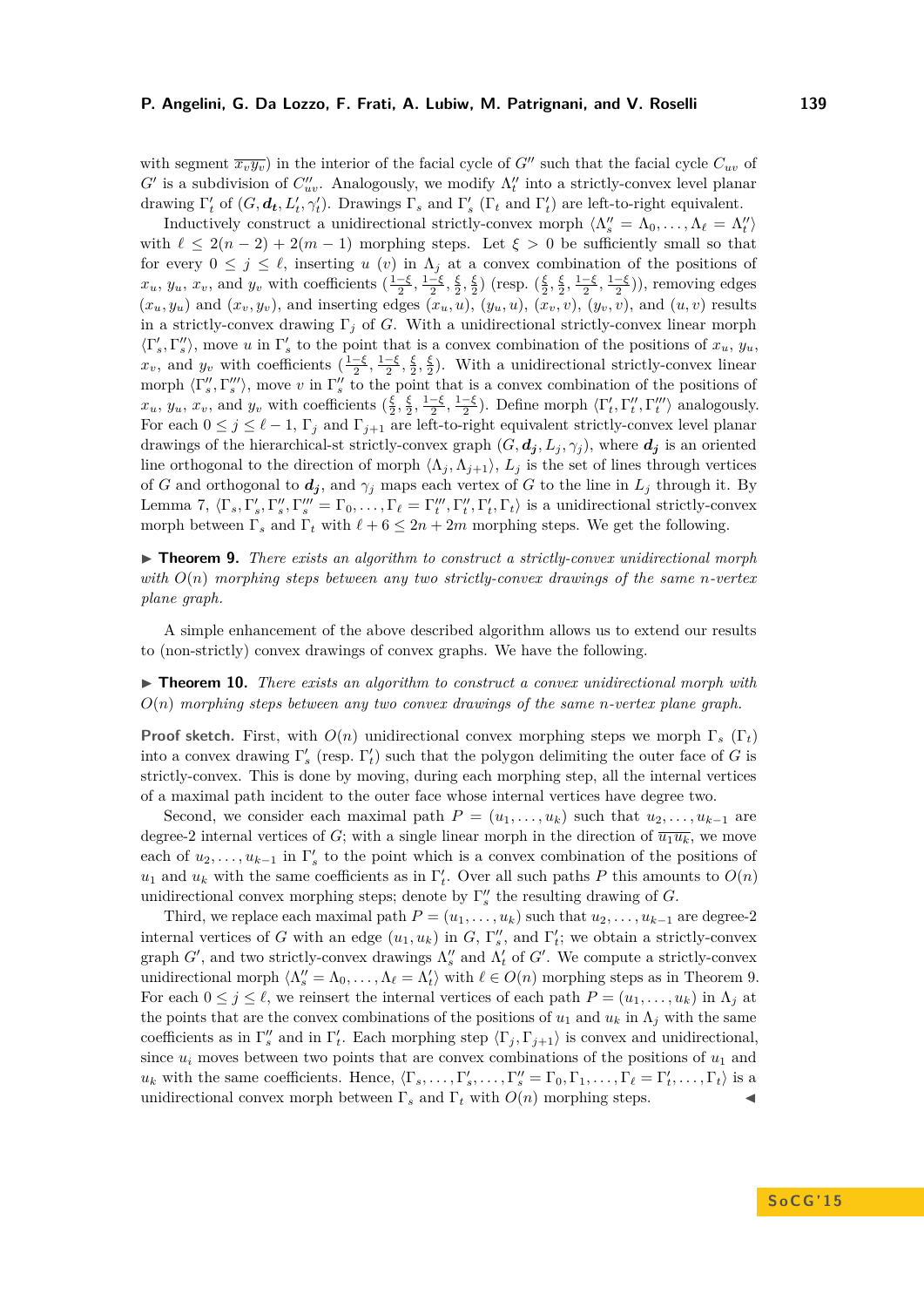with segment $\overline{x_v y_v}$) in the interior of the facial cycle of $G''$ such that the facial cycle $C_{uv}$ of $G'$ is a subdivision of $C''_{uv}$. Analogously, we modify $\Lambda''_t$ into a strictly-convex level planar drawing $\Gamma'_t$ of $(G, \boldsymbol{d_t}, L'_t, \gamma'_t)$. Drawings $\Gamma_s$ and $\Gamma'_s$ ($\Gamma_t$ and $\Gamma'_t$) are left-to-right equivalent.

Inductively construct a unidirectional strictly-convex morph $\langle \Lambda''_s = \Lambda_0, \dots, \Lambda_\ell = \Lambda''_t \rangle$ with $\ell \leq 2(n-2) + 2(m-1)$ morphing steps. Let $\xi > 0$ be sufficiently small so that for every $0 \leq j \leq \ell$, inserting $u$ ($v$) in $\Lambda_j$ at a convex combination of the positions of $x_u$, $y_u$, $x_v$, and $y_v$ with coefficients $(\frac{1-\xi}{2}, \frac{1-\xi}{2}, \frac{\xi}{2}, \frac{\xi}{2})$ (resp. $(\frac{\xi}{2}, \frac{\xi}{2}, \frac{1-\xi}{2}, \frac{1-\xi}{2})$), removing edges $(x_u, y_u)$ and $(x_v, y_v)$, and inserting edges $(x_u, u)$, $(y_u, u)$, $(x_v, v)$, $(y_v, v)$, and $(u, v)$ results in a strictly-convex drawing $\Gamma_j$ of $G$. With a unidirectional strictly-convex linear morph $\langle \Gamma'_s, \Gamma''_s \rangle$, move $u$ in $\Gamma'_s$ to the point that is a convex combination of the positions of $x_u$, $y_u$, $x_v$, and $y_v$ with coefficients $(\frac{1-\xi}{2}, \frac{1-\xi}{2}, \frac{\xi}{2}, \frac{\xi}{2})$. With a unidirectional strictly-convex linear morph $\langle \Gamma''_s, \Gamma'''_s \rangle$, move $v$ in $\Gamma''_s$ to the point that is a convex combination of the positions of $x_u$, $y_u$, $x_v$, and $y_v$ with coefficients $(\frac{\xi}{2}, \frac{\xi}{2}, \frac{1-\xi}{2}, \frac{1-\xi}{2})$. Define morph $\langle \Gamma'_t, \Gamma''_t, \Gamma'''_t \rangle$ analogously. For each $0 \leq j \leq \ell - 1$, $\Gamma_j$ and $\Gamma_{j+1}$ are left-to-right equivalent strictly-convex level planar drawings of the hierarchical-st strictly-convex graph $(G, \boldsymbol{d_j}, L_j, \gamma_j)$, where $\boldsymbol{d_j}$ is an oriented line orthogonal to the direction of morph $\langle \Lambda_j, \Lambda_{j+1} \rangle$, $L_j$ is the set of lines through vertices of $G$ and orthogonal to $\boldsymbol{d_j}$, and $\gamma_j$ maps each vertex of $G$ to the line in $L_j$ through it. By Lemma 7, $\langle \Gamma_s, \Gamma'_s, \Gamma''_s, \Gamma'''_s = \Gamma_0, \dots, \Gamma_\ell = \Gamma'''_t, \Gamma''_t, \Gamma'_t, \Gamma_t \rangle$ is a unidirectional strictly-convex morph between $\Gamma_s$ and $\Gamma_t$ with $\ell + 6 \leq 2n + 2m$ morphing steps. We get the following.

▶ **Theorem 9.** *There exists an algorithm to construct a strictly-convex unidirectional morph with $O(n)$ morphing steps between any two strictly-convex drawings of the same $n$-vertex plane graph.*

A simple enhancement of the above described algorithm allows us to extend our results to (non-strictly) convex drawings of convex graphs. We have the following.

▶ **Theorem 10.** *There exists an algorithm to construct a convex unidirectional morph with $O(n)$ morphing steps between any two convex drawings of the same $n$-vertex plane graph.*

**Proof sketch.** First, with $O(n)$ unidirectional convex morphing steps we morph $\Gamma_s$ ($\Gamma_t$) into a convex drawing $\Gamma'_s$ (resp. $\Gamma'_t$) such that the polygon delimiting the outer face of $G$ is strictly-convex. This is done by moving, during each morphing step, all the internal vertices of a maximal path incident to the outer face whose internal vertices have degree two.

Second, we consider each maximal path $P = (u_1, \dots, u_k)$ such that $u_2, \dots, u_{k-1}$ are degree-2 internal vertices of $G$; with a single linear morph in the direction of $\overline{u_1 u_k}$, we move each of $u_2, \dots, u_{k-1}$ in $\Gamma'_s$ to the point which is a convex combination of the positions of $u_1$ and $u_k$ with the same coefficients as in $\Gamma'_t$. Over all such paths $P$ this amounts to $O(n)$ unidirectional convex morphing steps; denote by $\Gamma''_s$ the resulting drawing of $G$.

Third, we replace each maximal path $P = (u_1, \dots, u_k)$ such that $u_2, \dots, u_{k-1}$ are degree-2 internal vertices of $G$ with an edge $(u_1, u_k)$ in $G$, $\Gamma''_s$, and $\Gamma'_t$; we obtain a strictly-convex graph $G'$, and two strictly-convex drawings $\Lambda''_s$ and $\Lambda'_t$ of $G'$. We compute a strictly-convex unidirectional morph $\langle \Lambda''_s = \Lambda_0, \dots, \Lambda_\ell = \Lambda'_t \rangle$ with $\ell \in O(n)$ morphing steps as in Theorem 9. For each $0 \leq j \leq \ell$, we reinsert the internal vertices of each path $P = (u_1, \dots, u_k)$ in $\Lambda_j$ at the points that are the convex combinations of the positions of $u_1$ and $u_k$ in $\Lambda_j$ with the same coefficients as in $\Gamma''_s$ and in $\Gamma'_t$. Each morphing step $\langle \Gamma_j, \Gamma_{j+1} \rangle$ is convex and unidirectional, since $u_i$ moves between two points that are convex combinations of the positions of $u_1$ and $u_k$ with the same coefficients. Hence, $\langle \Gamma_s, \dots, \Gamma'_s, \dots, \Gamma''_s = \Gamma_0, \Gamma_1, \dots, \Gamma_\ell = \Gamma'_t, \dots, \Gamma_t \rangle$ is a unidirectional convex morph between $\Gamma_s$ and $\Gamma_t$ with $O(n)$ morphing steps. ◀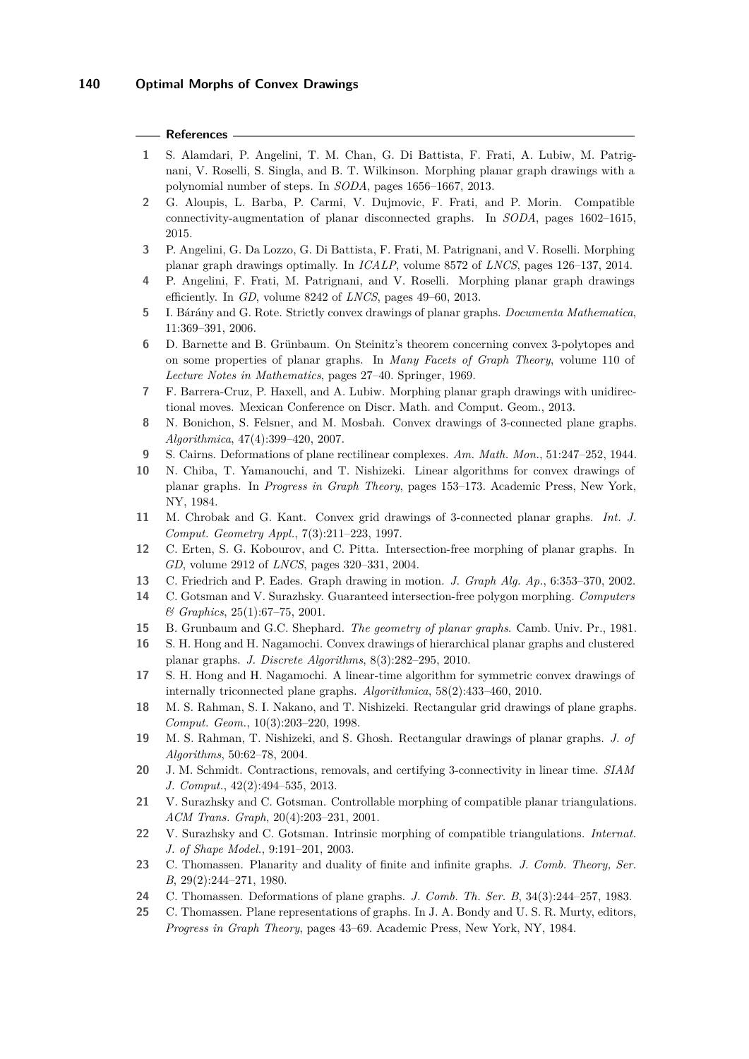## References

1. S. Alamdari, P. Angelini, T. M. Chan, G. Di Battista, F. Frati, A. Lubiw, M. Patrignani, V. Roselli, S. Singla, and B. T. Wilkinson. Morphing planar graph drawings with a polynomial number of steps. In *SODA*, pages 1656–1667, 2013.
2. G. Aloupis, L. Barba, P. Carmi, V. Dujmovic, F. Frati, and P. Morin. Compatible connectivity-augmentation of planar disconnected graphs. In *SODA*, pages 1602–1615, 2015.
3. P. Angelini, G. Da Lozzo, G. Di Battista, F. Frati, M. Patrignani, and V. Roselli. Morphing planar graph drawings optimally. In *ICALP*, volume 8572 of *LNCS*, pages 126–137, 2014.
4. P. Angelini, F. Frati, M. Patrignani, and V. Roselli. Morphing planar graph drawings efficiently. In *GD*, volume 8242 of *LNCS*, pages 49–60, 2013.
5. I. Bárány and G. Rote. Strictly convex drawings of planar graphs. *Documenta Mathematica*, 11:369–391, 2006.
6. D. Barnette and B. Grünbaum. On Steinitz's theorem concerning convex 3-polytopes and on some properties of planar graphs. In *Many Facets of Graph Theory*, volume 110 of *Lecture Notes in Mathematics*, pages 27–40. Springer, 1969.
7. F. Barrera-Cruz, P. Haxell, and A. Lubiw. Morphing planar graph drawings with unidirectional moves. Mexican Conference on Discr. Math. and Comput. Geom., 2013.
8. N. Bonichon, S. Felsner, and M. Mosbah. Convex drawings of 3-connected plane graphs. *Algorithmica*, 47(4):399–420, 2007.
9. S. Cairns. Deformations of plane rectilinear complexes. *Am. Math. Mon.*, 51:247–252, 1944.
10. N. Chiba, T. Yamanouchi, and T. Nishizeki. Linear algorithms for convex drawings of planar graphs. In *Progress in Graph Theory*, pages 153–173. Academic Press, New York, NY, 1984.
11. M. Chrobak and G. Kant. Convex grid drawings of 3-connected planar graphs. *Int. J. Comput. Geometry Appl.*, 7(3):211–223, 1997.
12. C. Erten, S. G. Kobourov, and C. Pitta. Intersection-free morphing of planar graphs. In *GD*, volume 2912 of *LNCS*, pages 320–331, 2004.
13. C. Friedrich and P. Eades. Graph drawing in motion. *J. Graph Alg. Ap.*, 6:353–370, 2002.
14. C. Gotsman and V. Surazhsky. Guaranteed intersection-free polygon morphing. *Computers & Graphics*, 25(1):67–75, 2001.
15. B. Grunbaum and G.C. Shephard. *The geometry of planar graphs*. Camb. Univ. Pr., 1981.
16. S. H. Hong and H. Nagamochi. Convex drawings of hierarchical planar graphs and clustered planar graphs. *J. Discrete Algorithms*, 8(3):282–295, 2010.
17. S. H. Hong and H. Nagamochi. A linear-time algorithm for symmetric convex drawings of internally triconnected plane graphs. *Algorithmica*, 58(2):433–460, 2010.
18. M. S. Rahman, S. I. Nakano, and T. Nishizeki. Rectangular grid drawings of plane graphs. *Comput. Geom.*, 10(3):203–220, 1998.
19. M. S. Rahman, T. Nishizeki, and S. Ghosh. Rectangular drawings of planar graphs. *J. of Algorithms*, 50:62–78, 2004.
20. J. M. Schmidt. Contractions, removals, and certifying 3-connectivity in linear time. *SIAM J. Comput.*, 42(2):494–535, 2013.
21. V. Surazhsky and C. Gotsman. Controllable morphing of compatible planar triangulations. *ACM Trans. Graph*, 20(4):203–231, 2001.
22. V. Surazhsky and C. Gotsman. Intrinsic morphing of compatible triangulations. *Internat. J. of Shape Model.*, 9:191–201, 2003.
23. C. Thomassen. Planarity and duality of finite and infinite graphs. *J. Comb. Theory, Ser. B*, 29(2):244–271, 1980.
24. C. Thomassen. Deformations of plane graphs. *J. Comb. Th. Ser. B*, 34(3):244–257, 1983.
25. C. Thomassen. Plane representations of graphs. In J. A. Bondy and U. S. R. Murty, editors, *Progress in Graph Theory*, pages 43–69. Academic Press, New York, NY, 1984.